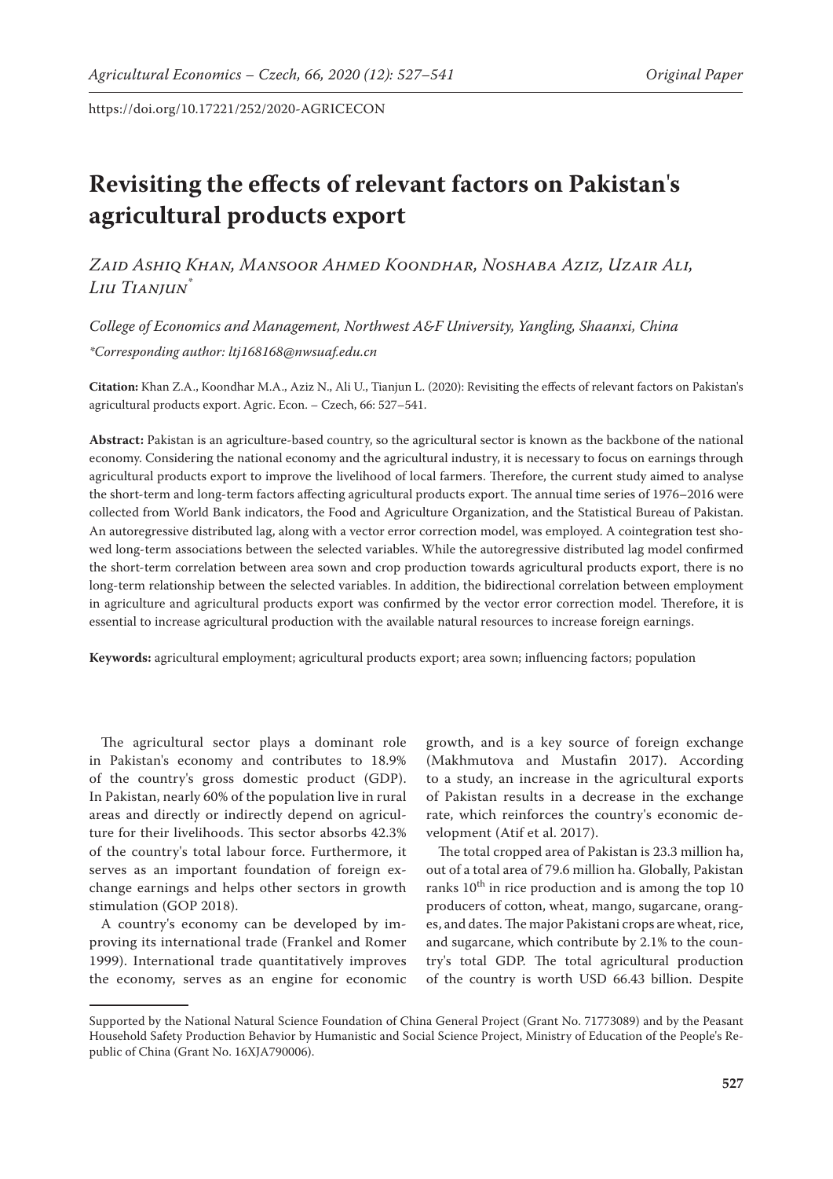https://doi.org/10.17221/252/2020-AGRICECON

# Revisiting the effects of relevant factors on Pakistan's agricultural products export

*Zaid Ashiq Khan, Mansoor Ahmed Koondhar, Noshaba Aziz, Uzair Ali, Liu Tianjun\**

*College of Economics and Management, Northwest A&F University, Yangling, Shaanxi, China*

*\*Corresponding author: ltj168168@nwsuaf.edu.cn*

**Citation:** Khan Z.A., Koondhar M.A., Aziz N., Ali U., Tianjun L. (2020): Revisiting the effects of relevant factors on Pakistan's agricultural products export. Agric. Econ. – Czech, 66: 527–541.

**Abstract:** Pakistan is an agriculture-based country, so the agricultural sector is known as the backbone of the national economy. Considering the national economy and the agricultural industry, it is necessary to focus on earnings through agricultural products export to improve the livelihood of local farmers. Therefore, the current study aimed to analyse the short-term and long-term factors affecting agricultural products export. The annual time series of 1976–2016 were collected from World Bank indicators, the Food and Agriculture Organization, and the Statistical Bureau of Pakistan. An autoregressive distributed lag, along with a vector error correction model, was employed. A cointegration test showed long-term associations between the selected variables. While the autoregressive distributed lag model confirmed the short-term correlation between area sown and crop production towards agricultural products export, there is no long-term relationship between the selected variables. In addition, the bidirectional correlation between employment in agriculture and agricultural products export was confirmed by the vector error correction model. Therefore, it is essential to increase agricultural production with the available natural resources to increase foreign earnings.

**Keywords:** agricultural employment; agricultural products export; area sown; influencing factors; population

The agricultural sector plays a dominant role in Pakistan's economy and contributes to 18.9% of the country's gross domestic product (GDP). In Pakistan, nearly 60% of the population live in rural areas and directly or indirectly depend on agriculture for their livelihoods. This sector absorbs 42.3% of the country's total labour force. Furthermore, it serves as an important foundation of foreign exchange earnings and helps other sectors in growth stimulation (GOP 2018).

A country's economy can be developed by improving its international trade (Frankel and Romer 1999). International trade quantitatively improves the economy, serves as an engine for economic growth, and is a key source of foreign exchange (Makhmutova and Mustafin 2017). According to a study, an increase in the agricultural exports of Pakistan results in a decrease in the exchange rate, which reinforces the country's economic development (Atif et al. 2017).

The total cropped area of Pakistan is 23.3 million ha, out of a total area of 79.6 million ha. Globally, Pakistan ranks 10[th] in rice production and is among the top 10 producers of cotton, wheat, mango, sugarcane, oranges, and dates. The major Pakistani crops are wheat, rice, and sugarcane, which contribute by 2.1% to the country's total GDP. The total agricultural production of the country is worth USD 66.43 billion. Despite

Supported by the National Natural Science Foundation of China General Project (Grant No. 71773089) and by the Peasant Household Safety Production Behavior by Humanistic and Social Science Project, Ministry of Education of the People's Republic of China (Grant No. 16XJA790006).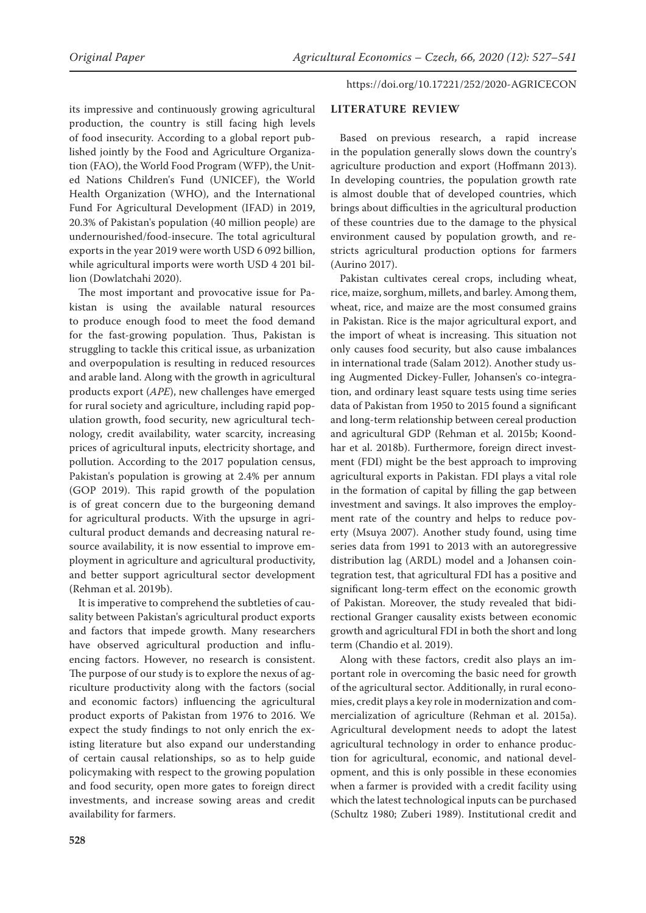its impressive and continuously growing agricultural production, the country is still facing high levels of food insecurity. According to a global report published jointly by the Food and Agriculture Organization (FAO), the World Food Program (WFP), the United Nations Children's Fund (UNICEF), the World Health Organization (WHO), and the International Fund For Agricultural Development (IFAD) in 2019, 20.3% of Pakistan's population (40 million people) are undernourished/food-insecure. The total agricultural exports in the year 2019 were worth USD 6 092 billion, while agricultural imports were worth USD 4 201 billion (Dowlatchahi 2020).

The most important and provocative issue for Pakistan is using the available natural resources to produce enough food to meet the food demand for the fast-growing population. Thus, Pakistan is struggling to tackle this critical issue, as urbanization and overpopulation is resulting in reduced resources and arable land. Along with the growth in agricultural products export (*APE*), new challenges have emerged for rural society and agriculture, including rapid population growth, food security, new agricultural technology, credit availability, water scarcity, increasing prices of agricultural inputs, electricity shortage, and pollution. According to the 2017 population census, Pakistan's population is growing at 2.4% per annum (GOP 2019). This rapid growth of the population is of great concern due to the burgeoning demand for agricultural products. With the upsurge in agricultural product demands and decreasing natural resource availability, it is now essential to improve employment in agriculture and agricultural productivity, and better support agricultural sector development (Rehman et al. 2019b).

It is imperative to comprehend the subtleties of causality between Pakistan's agricultural product exports and factors that impede growth. Many researchers have observed agricultural production and influencing factors. However, no research is consistent. The purpose of our study is to explore the nexus of agriculture productivity along with the factors (social and economic factors) influencing the agricultural product exports of Pakistan from 1976 to 2016. We expect the study findings to not only enrich the existing literature but also expand our understanding of certain causal relationships, so as to help guide policymaking with respect to the growing population and food security, open more gates to foreign direct investments, and increase sowing areas and credit availability for farmers.

## LITERATURE REVIEW

Based on previous research, a rapid increase in the population generally slows down the country's agriculture production and export (Hoffmann 2013). In developing countries, the population growth rate is almost double that of developed countries, which brings about difficulties in the agricultural production of these countries due to the damage to the physical environment caused by population growth, and restricts agricultural production options for farmers (Aurino 2017).

Pakistan cultivates cereal crops, including wheat, rice, maize, sorghum, millets, and barley. Among them, wheat, rice, and maize are the most consumed grains in Pakistan. Rice is the major agricultural export, and the import of wheat is increasing. This situation not only causes food security, but also cause imbalances in international trade (Salam 2012). Another study using Augmented Dickey-Fuller, Johansen's co-integration, and ordinary least square tests using time series data of Pakistan from 1950 to 2015 found a significant and long-term relationship between cereal production and agricultural GDP (Rehman et al. 2015b; Koondhar et al. 2018b). Furthermore, foreign direct investment (FDI) might be the best approach to improving agricultural exports in Pakistan. FDI plays a vital role in the formation of capital by filling the gap between investment and savings. It also improves the employment rate of the country and helps to reduce poverty (Msuya 2007). Another study found, using time series data from 1991 to 2013 with an autoregressive distribution lag (ARDL) model and a Johansen cointegration test, that agricultural FDI has a positive and significant long-term effect on the economic growth of Pakistan. Moreover, the study revealed that bidirectional Granger causality exists between economic growth and agricultural FDI in both the short and long term (Chandio et al. 2019).

Along with these factors, credit also plays an important role in overcoming the basic need for growth of the agricultural sector. Additionally, in rural economies, credit plays a key role in modernization and commercialization of agriculture (Rehman et al. 2015a). Agricultural development needs to adopt the latest agricultural technology in order to enhance production for agricultural, economic, and national development, and this is only possible in these economies when a farmer is provided with a credit facility using which the latest technological inputs can be purchased (Schultz 1980; Zuberi 1989). Institutional credit and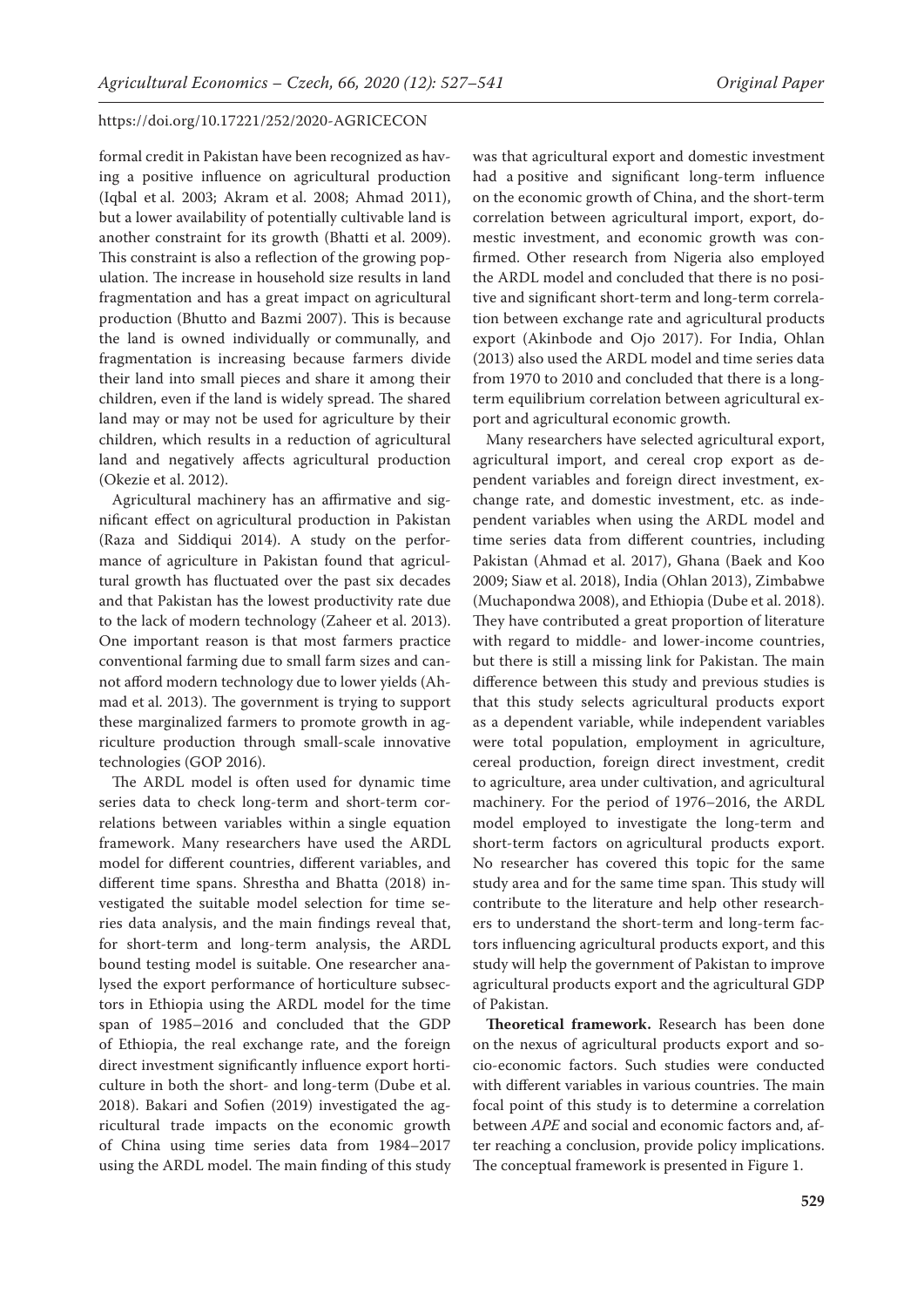formal credit in Pakistan have been recognized as having a positive influence on agricultural production (Iqbal et al. 2003; Akram et al. 2008; Ahmad 2011), but a lower availability of potentially cultivable land is another constraint for its growth (Bhatti et al. 2009). This constraint is also a reflection of the growing population. The increase in household size results in land fragmentation and has a great impact on agricultural production (Bhutto and Bazmi 2007). This is because the land is owned individually or communally, and fragmentation is increasing because farmers divide their land into small pieces and share it among their children, even if the land is widely spread. The shared land may or may not be used for agriculture by their children, which results in a reduction of agricultural land and negatively affects agricultural production (Okezie et al. 2012).

Agricultural machinery has an affirmative and significant effect on agricultural production in Pakistan (Raza and Siddiqui 2014). A study on the performance of agriculture in Pakistan found that agricultural growth has fluctuated over the past six decades and that Pakistan has the lowest productivity rate due to the lack of modern technology (Zaheer et al. 2013). One important reason is that most farmers practice conventional farming due to small farm sizes and cannot afford modern technology due to lower yields (Ahmad et al. 2013). The government is trying to support these marginalized farmers to promote growth in agriculture production through small-scale innovative technologies (GOP 2016).

The ARDL model is often used for dynamic time series data to check long-term and short-term correlations between variables within a single equation framework. Many researchers have used the ARDL model for different countries, different variables, and different time spans. Shrestha and Bhatta (2018) investigated the suitable model selection for time series data analysis, and the main findings reveal that, for short-term and long-term analysis, the ARDL bound testing model is suitable. One researcher analysed the export performance of horticulture subsectors in Ethiopia using the ARDL model for the time span of 1985–2016 and concluded that the GDP of Ethiopia, the real exchange rate, and the foreign direct investment significantly influence export horticulture in both the short- and long-term (Dube et al. 2018). Bakari and Sofien (2019) investigated the agricultural trade impacts on the economic growth of China using time series data from 1984–2017 using the ARDL model. The main finding of this study was that agricultural export and domestic investment had a positive and significant long-term influence on the economic growth of China, and the short-term correlation between agricultural import, export, domestic investment, and economic growth was confirmed. Other research from Nigeria also employed the ARDL model and concluded that there is no positive and significant short-term and long-term correlation between exchange rate and agricultural products export (Akinbode and Ojo 2017). For India, Ohlan (2013) also used the ARDL model and time series data from 1970 to 2010 and concluded that there is a long-term equilibrium correlation between agricultural export and agricultural economic growth.

Many researchers have selected agricultural export, agricultural import, and cereal crop export as dependent variables and foreign direct investment, exchange rate, and domestic investment, etc. as independent variables when using the ARDL model and time series data from different countries, including Pakistan (Ahmad et al. 2017), Ghana (Baek and Koo 2009; Siaw et al. 2018), India (Ohlan 2013), Zimbabwe (Muchapondwa 2008), and Ethiopia (Dube et al. 2018). They have contributed a great proportion of literature with regard to middle- and lower-income countries, but there is still a missing link for Pakistan. The main difference between this study and previous studies is that this study selects agricultural products export as a dependent variable, while independent variables were total population, employment in agriculture, cereal production, foreign direct investment, credit to agriculture, area under cultivation, and agricultural machinery. For the period of 1976–2016, the ARDL model employed to investigate the long-term and short-term factors on agricultural products export. No researcher has covered this topic for the same study area and for the same time span. This study will contribute to the literature and help other researchers to understand the short-term and long-term factors influencing agricultural products export, and this study will help the government of Pakistan to improve agricultural products export and the agricultural GDP of Pakistan.

**Theoretical framework.** Research has been done on the nexus of agricultural products export and socio-economic factors. Such studies were conducted with different variables in various countries. The main focal point of this study is to determine a correlation between *APE* and social and economic factors and, after reaching a conclusion, provide policy implications. The conceptual framework is presented in Figure 1.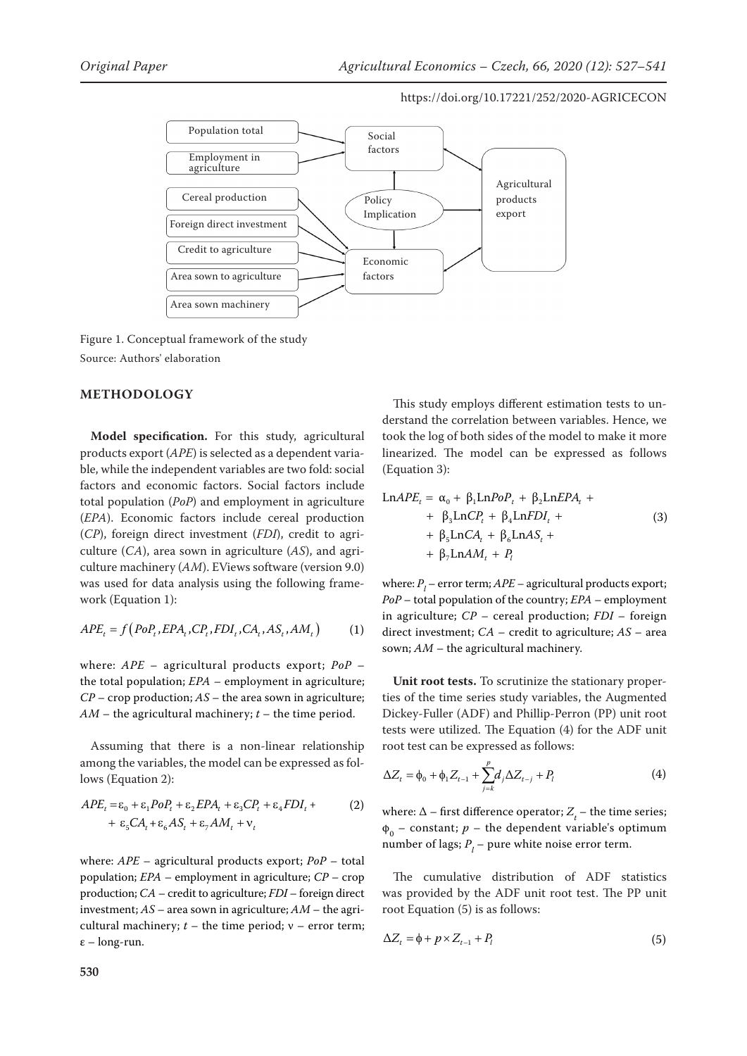Figure 1. Conceptual framework of the study
Source: Authors' elaboration

## METHODOLOGY

**Model specification.** For this study, agricultural products export (*APE*) is selected as a dependent variable, while the independent variables are two fold: social factors and economic factors. Social factors include total population (*PoP*) and employment in agriculture (*EPA*). Economic factors include cereal production (*CP*), foreign direct investment (*FDI*), credit to agriculture (*CA*), area sown in agriculture (*AS*), and agriculture machinery (*AM*). EViews software (version 9.0) was used for data analysis using the following framework (Equation 1):

$$APE_t = f\left(PoP_t, EPA_t, CP_t, FDI_t, CA_t, AS_t, AM_t\right) \tag{1}$$

where: *APE* – agricultural products export; *PoP* – the total population; *EPA* – employment in agriculture; *CP* – crop production; *AS* – the area sown in agriculture; *AM* – the agricultural machinery; *t* – the time period.

Assuming that there is a non-linear relationship among the variables, the model can be expressed as follows (Equation 2):

$$APE_t = \varepsilon_0 + \varepsilon_1 PoP_t + \varepsilon_2 EPA_t + \varepsilon_3 CP_t + \varepsilon_4 FDI_t + \varepsilon_5 CA_t + \varepsilon_6 AS_t + \varepsilon_7 AM_t + \nu_t \tag{2}$$

where: *APE* – agricultural products export; *PoP* – total population; *EPA* – employment in agriculture; *CP* – crop production; *CA* – credit to agriculture; *FDI* – foreign direct investment; *AS* – area sown in agriculture; *AM* – the agricultural machinery; *t* – the time period; ν – error term; ε – long-run.

This study employs different estimation tests to understand the correlation between variables. Hence, we took the log of both sides of the model to make it more linearized. The model can be expressed as follows (Equation 3):

$$\text{Ln}APE_t = \alpha_0 + \beta_1 \text{Ln}PoP_t + \beta_2 \text{Ln}EPA_t + \beta_3 \text{Ln}CP_t + \beta_4 \text{Ln}FDI_t + \beta_5 \text{Ln}CA_t + \beta_6 \text{Ln}AS_t + \beta_7 \text{Ln}AM_t + P_l \tag{3}$$

where: $P_l$ – error term; *APE* – agricultural products export; *PoP* – total population of the country; *EPA* – employment in agriculture; *CP* – cereal production; *FDI* – foreign direct investment; *CA* – credit to agriculture; *AS* – area sown; *AM* – the agricultural machinery.

**Unit root tests.** To scrutinize the stationary properties of the time series study variables, the Augmented Dickey-Fuller (ADF) and Phillip-Perron (PP) unit root tests were utilized. The Equation (4) for the ADF unit root test can be expressed as follows:

$$\Delta Z_t = \phi_0 + \phi_1 Z_{t-1} + \sum_{j=k}^{p} d_j \Delta Z_{t-j} + P_l \tag{4}$$

where: Δ – first difference operator; $Z_t$ – the time series; $\phi_0$ – constant; $p$ – the dependent variable's optimum number of lags; $P_l$ – pure white noise error term.

The cumulative distribution of ADF statistics was provided by the ADF unit root test. The PP unit root Equation (5) is as follows:

$$\Delta Z_t = \phi + p \times Z_{t-1} + P_l \tag{5}$$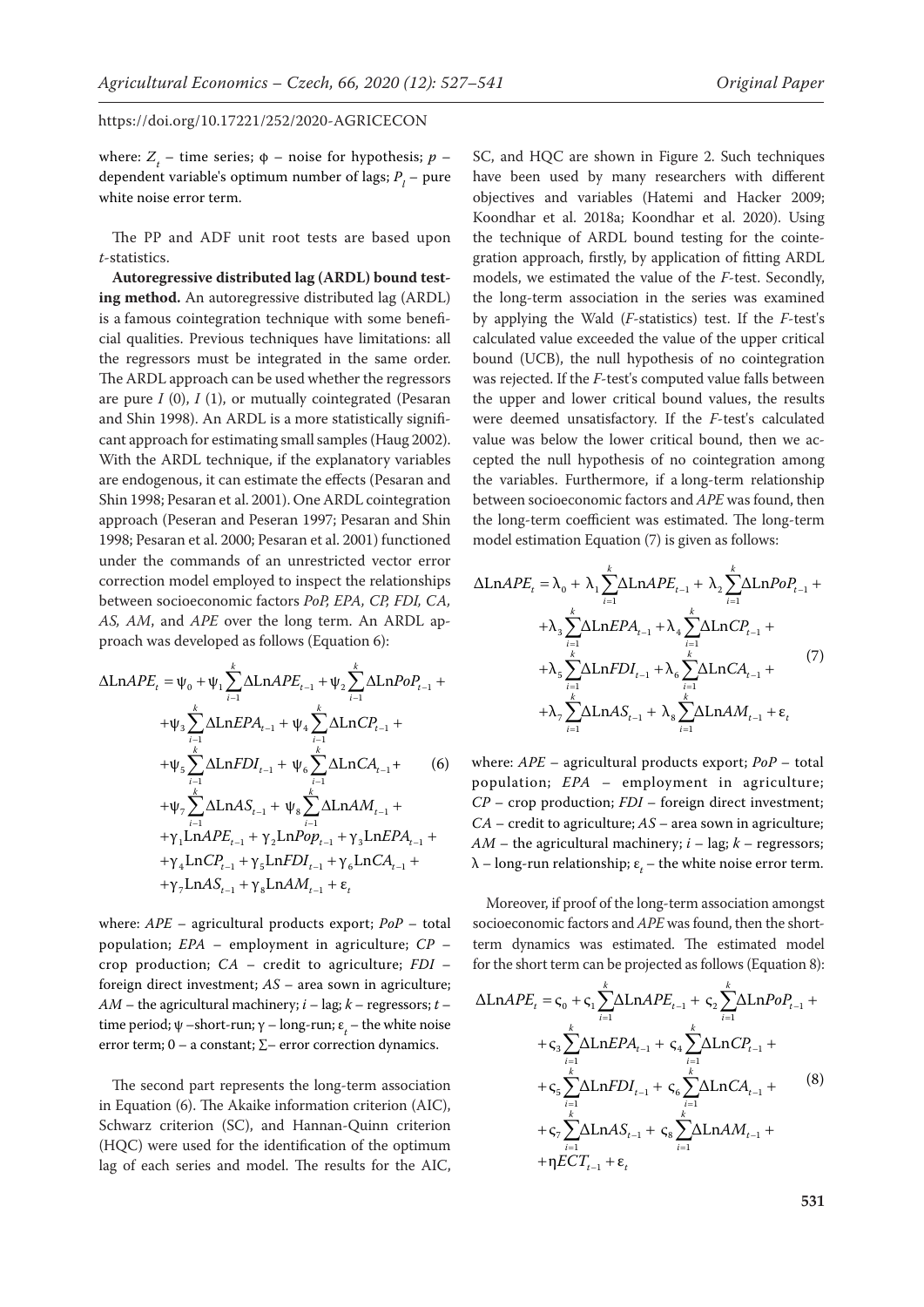where: $Z_t$ – time series; $\phi$ – noise for hypothesis; $p$ – dependent variable's optimum number of lags; $P_l$ – pure white noise error term.

The PP and ADF unit root tests are based upon $t$-statistics.

**Autoregressive distributed lag (ARDL) bound testing method.** An autoregressive distributed lag (ARDL) is a famous cointegration technique with some beneficial qualities. Previous techniques have limitations: all the regressors must be integrated in the same order. The ARDL approach can be used whether the regressors are pure $I$ (0), $I$ (1), or mutually cointegrated (Pesaran and Shin 1998). An ARDL is a more statistically significant approach for estimating small samples (Haug 2002). With the ARDL technique, if the explanatory variables are endogenous, it can estimate the effects (Pesaran and Shin 1998; Pesaran et al. 2001). One ARDL cointegration approach (Peseran and Peseran 1997; Pesaran and Shin 1998; Pesaran et al. 2000; Pesaran et al. 2001) functioned under the commands of an unrestricted vector error correction model employed to inspect the relationships between socioeconomic factors *PoP, EPA, CP, FDI, CA, AS, AM*, and *APE* over the long term. An ARDL approach was developed as follows (Equation 6):

$$\begin{aligned}\Delta \text{Ln}APE_t = {} & \psi_0 + \psi_1 \sum_{i-1}^{k} \Delta \text{Ln}APE_{t-1} + \psi_2 \sum_{i-1}^{k} \Delta \text{Ln}PoP_{t-1} + \\ & + \psi_3 \sum_{i-1}^{k} \Delta \text{Ln}EPA_{t-1} + \psi_4 \sum_{i-1}^{k} \Delta \text{Ln}CP_{t-1} + \\ & + \psi_5 \sum_{i-1}^{k} \Delta \text{Ln}FDI_{t-1} + \psi_6 \sum_{i-1}^{k} \Delta \text{Ln}CA_{t-1} + \\ & + \psi_7 \sum_{i-1}^{k} \Delta \text{Ln}AS_{t-1} + \psi_8 \sum_{i-1}^{k} \Delta \text{Ln}AM_{t-1} + \\ & + \gamma_1 \text{Ln}APE_{t-1} + \gamma_2 \text{Ln}Pop_{t-1} + \gamma_3 \text{Ln}EPA_{t-1} + \\ & + \gamma_4 \text{Ln}CP_{t-1} + \gamma_5 \text{Ln}FDI_{t-1} + \gamma_6 \text{Ln}CA_{t-1} + \\ & + \gamma_7 \text{Ln}AS_{t-1} + \gamma_8 \text{Ln}AM_{t-1} + \varepsilon_t\end{aligned} \tag{6}$$

where: *APE* – agricultural products export; *PoP* – total population; *EPA* – employment in agriculture; *CP* – crop production; *CA* – credit to agriculture; *FDI* – foreign direct investment; *AS* – area sown in agriculture; *AM* – the agricultural machinery; $i$ – lag; $k$ – regressors; $t$ – time period; $\psi$ –short-run; $\gamma$ – long-run; $\varepsilon_t$ – the white noise error term; 0 – a constant; $\Sigma$– error correction dynamics.

The second part represents the long-term association in Equation (6). The Akaike information criterion (AIC), Schwarz criterion (SC), and Hannan-Quinn criterion (HQC) were used for the identification of the optimum lag of each series and model. The results for the AIC, SC, and HQC are shown in Figure 2. Such techniques have been used by many researchers with different objectives and variables (Hatemi and Hacker 2009; Koondhar et al. 2018a; Koondhar et al. 2020). Using the technique of ARDL bound testing for the cointegration approach, firstly, by application of fitting ARDL models, we estimated the value of the $F$-test. Secondly, the long-term association in the series was examined by applying the Wald ($F$-statistics) test. If the $F$-test's calculated value exceeded the value of the upper critical bound (UCB), the null hypothesis of no cointegration was rejected. If the $F$-test's computed value falls between the upper and lower critical bound values, the results were deemed unsatisfactory. If the $F$-test's calculated value was below the lower critical bound, then we accepted the null hypothesis of no cointegration among the variables. Furthermore, if a long-term relationship between socioeconomic factors and *APE* was found, then the long-term coefficient was estimated. The long-term model estimation Equation (7) is given as follows:

$$\begin{aligned}\Delta \text{Ln}APE_t = {} & \lambda_0 + \lambda_1 \sum_{i=1}^{k} \Delta \text{Ln}APE_{t-1} + \lambda_2 \sum_{i=1}^{k} \Delta \text{Ln}PoP_{t-1} + \\ & + \lambda_3 \sum_{i=1}^{k} \Delta \text{Ln}EPA_{t-1} + \lambda_4 \sum_{i=1}^{k} \Delta \text{Ln}CP_{t-1} + \\ & + \lambda_5 \sum_{i=1}^{k} \Delta \text{Ln}FDI_{t-1} + \lambda_6 \sum_{i=1}^{k} \Delta \text{Ln}CA_{t-1} + \\ & + \lambda_7 \sum_{i=1}^{k} \Delta \text{Ln}AS_{t-1} + \lambda_8 \sum_{i=1}^{k} \Delta \text{Ln}AM_{t-1} + \varepsilon_t\end{aligned} \tag{7}$$

where: *APE* – agricultural products export; *PoP* – total population; *EPA* – employment in agriculture; *CP* – crop production; *FDI* – foreign direct investment; *CA* – credit to agriculture; *AS* – area sown in agriculture; *AM* – the agricultural machinery; $i$ – lag; $k$ – regressors; $\lambda$ – long-run relationship; $\varepsilon_t$ – the white noise error term.

Moreover, if proof of the long-term association amongst socioeconomic factors and *APE* was found, then the short-term dynamics was estimated. The estimated model for the short term can be projected as follows (Equation 8):

$$\begin{aligned}\Delta \text{Ln}APE_t = {} & \varsigma_0 + \varsigma_1 \sum_{i=1}^{k} \Delta \text{Ln}APE_{t-1} + \varsigma_2 \sum_{i=1}^{k} \Delta \text{Ln}PoP_{t-1} + \\ & + \varsigma_3 \sum_{i=1}^{k} \Delta \text{Ln}EPA_{t-1} + \varsigma_4 \sum_{i=1}^{k} \Delta \text{Ln}CP_{t-1} + \\ & + \varsigma_5 \sum_{i=1}^{k} \Delta \text{Ln}FDI_{t-1} + \varsigma_6 \sum_{i=1}^{k} \Delta \text{Ln}CA_{t-1} + \\ & + \varsigma_7 \sum_{i=1}^{k} \Delta \text{Ln}AS_{t-1} + \varsigma_8 \sum_{i=1}^{k} \Delta \text{Ln}AM_{t-1} + \\ & + \eta ECT_{t-1} + \varepsilon_t\end{aligned} \tag{8}$$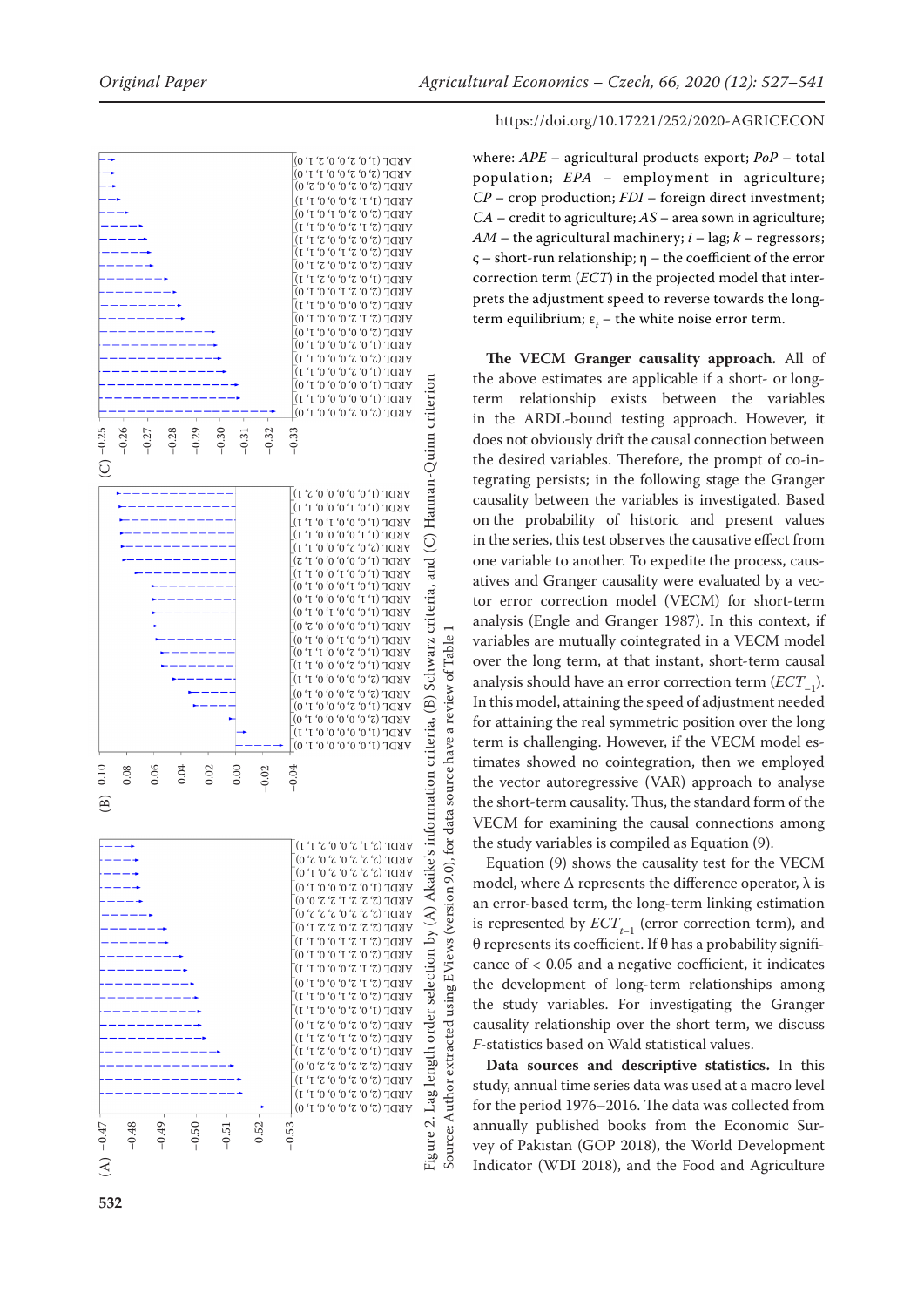Figure 2. Lag length order selection by (A) Akaike's information criteria, (B) Schwarz criteria, and (C) Hannan-Quinn criterion

Source: Author extracted using EViews (version 9.0), for data source have a review of Table 1

where: *APE* – agricultural products export; *PoP* – total population; *EPA* – employment in agriculture; *CP* – crop production; *FDI* – foreign direct investment; *CA* – credit to agriculture; *AS* – area sown in agriculture; *AM* – the agricultural machinery; *i* – lag; *k* – regressors; ς – short-run relationship; η – the coefficient of the error correction term (*ECT*) in the projected model that interprets the adjustment speed to reverse towards the long-term equilibrium; $\varepsilon_t$ – the white noise error term.

**The VECM Granger causality approach.** All of the above estimates are applicable if a short- or long-term relationship exists between the variables in the ARDL-bound testing approach. However, it does not obviously drift the causal connection between the desired variables. Therefore, the prompt of co-integrating persists; in the following stage the Granger causality between the variables is investigated. Based on the probability of historic and present values in the series, this test observes the causative effect from one variable to another. To expedite the process, causatives and Granger causality were evaluated by a vector error correction model (VECM) for short-term analysis (Engle and Granger 1987). In this context, if variables are mutually cointegrated in a VECM model over the long term, at that instant, short-term causal analysis should have an error correction term ($ECT_{-1}$). In this model, attaining the speed of adjustment needed for attaining the real symmetric position over the long term is challenging. However, if the VECM model estimates showed no cointegration, then we employed the vector autoregressive (VAR) approach to analyse the short-term causality. Thus, the standard form of the VECM for examining the causal connections among the study variables is compiled as Equation (9).

Equation (9) shows the causality test for the VECM model, where Δ represents the difference operator, λ is an error-based term, the long-term linking estimation is represented by $ECT_{t-1}$ (error correction term), and θ represents its coefficient. If θ has a probability significance of < 0.05 and a negative coefficient, it indicates the development of long-term relationships among the study variables. For investigating the Granger causality relationship over the short term, we discuss *F*-statistics based on Wald statistical values.

**Data sources and descriptive statistics.** In this study, annual time series data was used at a macro level for the period 1976–2016. The data was collected from annually published books from the Economic Survey of Pakistan (GOP 2018), the World Development Indicator (WDI 2018), and the Food and Agriculture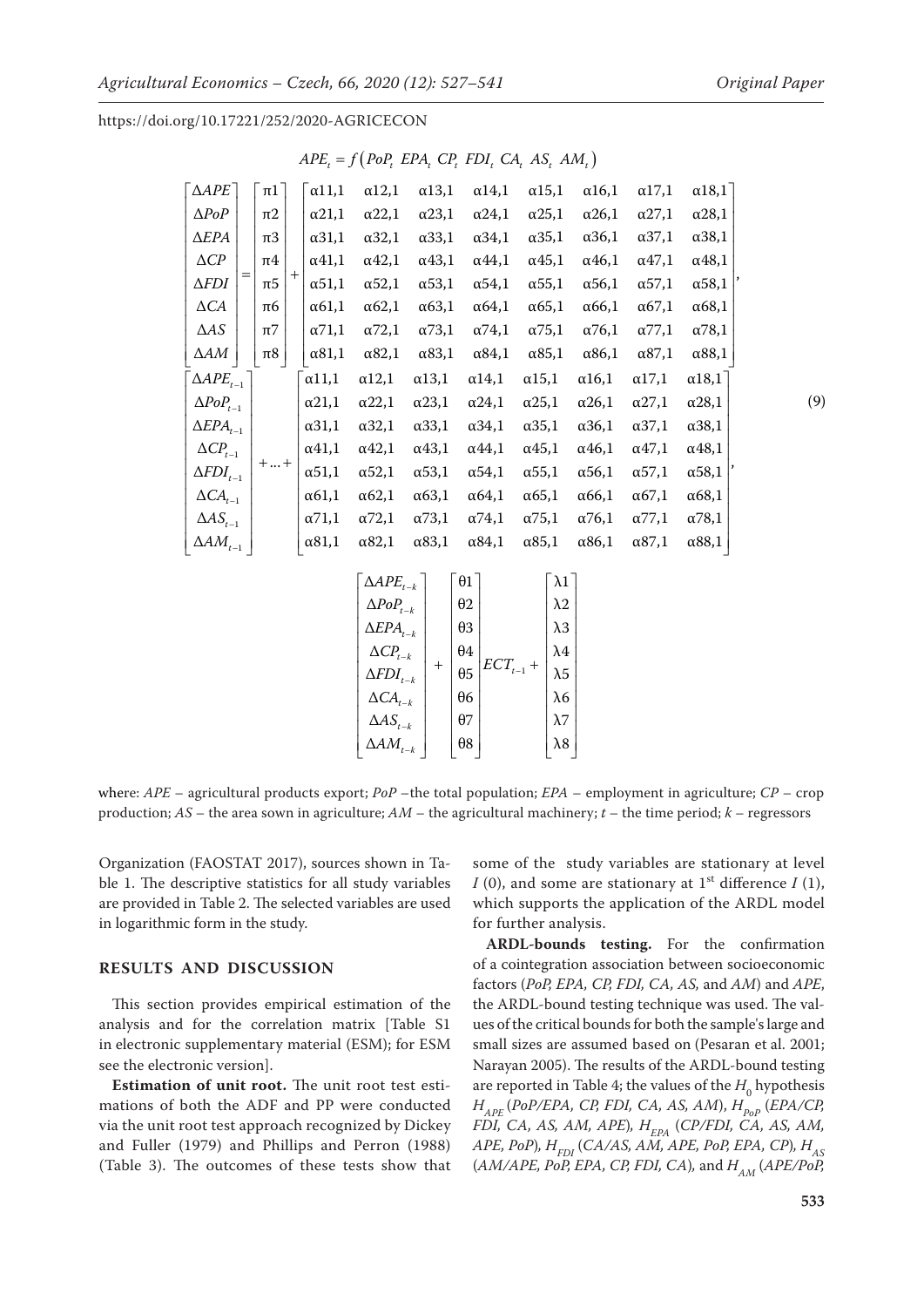$$APE_t = f\left(PoP_t \ EPA_t \ CP_t \ FDI_t \ CA_t \ AS_t \ AM_t\right)$$

$$\begin{bmatrix} \Delta APE \\ \Delta PoP \\ \Delta EPA \\ \Delta CP \\ \Delta FDI \\ \Delta CA \\ \Delta AS \\ \Delta AM \end{bmatrix} = \begin{bmatrix} \pi1 \\ \pi2 \\ \pi3 \\ \pi4 \\ \pi5 \\ \pi6 \\ \pi7 \\ \pi8 \end{bmatrix} + \begin{bmatrix} \alpha11,1 & \alpha12,1 & \alpha13,1 & \alpha14,1 & \alpha15,1 & \alpha16,1 & \alpha17,1 & \alpha18,1 \\ \alpha21,1 & \alpha22,1 & \alpha23,1 & \alpha24,1 & \alpha25,1 & \alpha26,1 & \alpha27,1 & \alpha28,1 \\ \alpha31,1 & \alpha32,1 & \alpha33,1 & \alpha34,1 & \alpha35,1 & \alpha36,1 & \alpha37,1 & \alpha38,1 \\ \alpha41,1 & \alpha42,1 & \alpha43,1 & \alpha44,1 & \alpha45,1 & \alpha46,1 & \alpha47,1 & \alpha48,1 \\ \alpha51,1 & \alpha52,1 & \alpha53,1 & \alpha54,1 & \alpha55,1 & \alpha56,1 & \alpha57,1 & \alpha58,1 \\ \alpha61,1 & \alpha62,1 & \alpha63,1 & \alpha64,1 & \alpha65,1 & \alpha66,1 & \alpha67,1 & \alpha68,1 \\ \alpha71,1 & \alpha72,1 & \alpha73,1 & \alpha74,1 & \alpha75,1 & \alpha76,1 & \alpha77,1 & \alpha78,1 \\ \alpha81,1 & \alpha82,1 & \alpha83,1 & \alpha84,1 & \alpha85,1 & \alpha86,1 & \alpha87,1 & \alpha88,1 \end{bmatrix},$$

$$\begin{bmatrix} \Delta APE_{t-1} \\ \Delta PoP_{t-1} \\ \Delta EPA_{t-1} \\ \Delta CP_{t-1} \\ \Delta FDI_{t-1} \\ \Delta CA_{t-1} \\ \Delta AS_{t-1} \\ \Delta AM_{t-1} \end{bmatrix} + \ldots + \begin{bmatrix} \alpha11,1 & \alpha12,1 & \alpha13,1 & \alpha14,1 & \alpha15,1 & \alpha16,1 & \alpha17,1 & \alpha18,1 \\ \alpha21,1 & \alpha22,1 & \alpha23,1 & \alpha24,1 & \alpha25,1 & \alpha26,1 & \alpha27,1 & \alpha28,1 \\ \alpha31,1 & \alpha32,1 & \alpha33,1 & \alpha34,1 & \alpha35,1 & \alpha36,1 & \alpha37,1 & \alpha38,1 \\ \alpha41,1 & \alpha42,1 & \alpha43,1 & \alpha44,1 & \alpha45,1 & \alpha46,1 & \alpha47,1 & \alpha48,1 \\ \alpha51,1 & \alpha52,1 & \alpha53,1 & \alpha54,1 & \alpha55,1 & \alpha56,1 & \alpha57,1 & \alpha58,1 \\ \alpha61,1 & \alpha62,1 & \alpha63,1 & \alpha64,1 & \alpha65,1 & \alpha66,1 & \alpha67,1 & \alpha68,1 \\ \alpha71,1 & \alpha72,1 & \alpha73,1 & \alpha74,1 & \alpha75,1 & \alpha76,1 & \alpha77,1 & \alpha78,1 \\ \alpha81,1 & \alpha82,1 & \alpha83,1 & \alpha84,1 & \alpha85,1 & \alpha86,1 & \alpha87,1 & \alpha88,1 \end{bmatrix}, \tag{9}$$

$$\begin{bmatrix} \Delta APE_{t-k} \\ \Delta PoP_{t-k} \\ \Delta EPA_{t-k} \\ \Delta CP_{t-k} \\ \Delta FDI_{t-k} \\ \Delta CA_{t-k} \\ \Delta AS_{t-k} \\ \Delta AM_{t-k} \end{bmatrix} + \begin{bmatrix} \theta1 \\ \theta2 \\ \theta3 \\ \theta4 \\ \theta5 \\ \theta6 \\ \theta7 \\ \theta8 \end{bmatrix} ECT_{t-1} + \begin{bmatrix} \lambda1 \\ \lambda2 \\ \lambda3 \\ \lambda4 \\ \lambda5 \\ \lambda6 \\ \lambda7 \\ \lambda8 \end{bmatrix}$$

where: *APE* – agricultural products export; *PoP* –the total population; *EPA* – employment in agriculture; *CP* – crop production; *AS* – the area sown in agriculture; *AM* – the agricultural machinery; *t* – the time period; *k* – regressors

Organization (FAOSTAT 2017), sources shown in Table 1. The descriptive statistics for all study variables are provided in Table 2. The selected variables are used in logarithmic form in the study.

## RESULTS AND DISCUSSION

This section provides empirical estimation of the analysis and for the correlation matrix [Table S1 in electronic supplementary material (ESM); for ESM see the electronic version].

**Estimation of unit root.** The unit root test estimations of both the ADF and PP were conducted via the unit root test approach recognized by Dickey and Fuller (1979) and Phillips and Perron (1988) (Table 3). The outcomes of these tests show that some of the study variables are stationary at level *I* (0), and some are stationary at 1st difference *I* (1), which supports the application of the ARDL model for further analysis.

**ARDL-bounds testing.** For the confirmation of a cointegration association between socioeconomic factors (*PoP, EPA, CP, FDI, CA, AS,* and *AM*) and *APE*, the ARDL-bound testing technique was used. The values of the critical bounds for both the sample's large and small sizes are assumed based on (Pesaran et al. 2001; Narayan 2005). The results of the ARDL-bound testing are reported in Table 4; the values of the $H_0$ hypothesis $H_{APE}$ (*PoP/EPA, CP, FDI, CA, AS, AM*), $H_{PoP}$ (*EPA/CP, FDI, CA, AS, AM, APE*), $H_{EPA}$ (*CP/FDI, CA, AS, AM, APE, PoP*), $H_{FDI}$ (*CA/AS, AM, APE, PoP, EPA, CP*), $H_{AS}$ (*AM/APE, PoP, EPA, CP, FDI, CA*), and $H_{AM}$ (*APE/PoP,*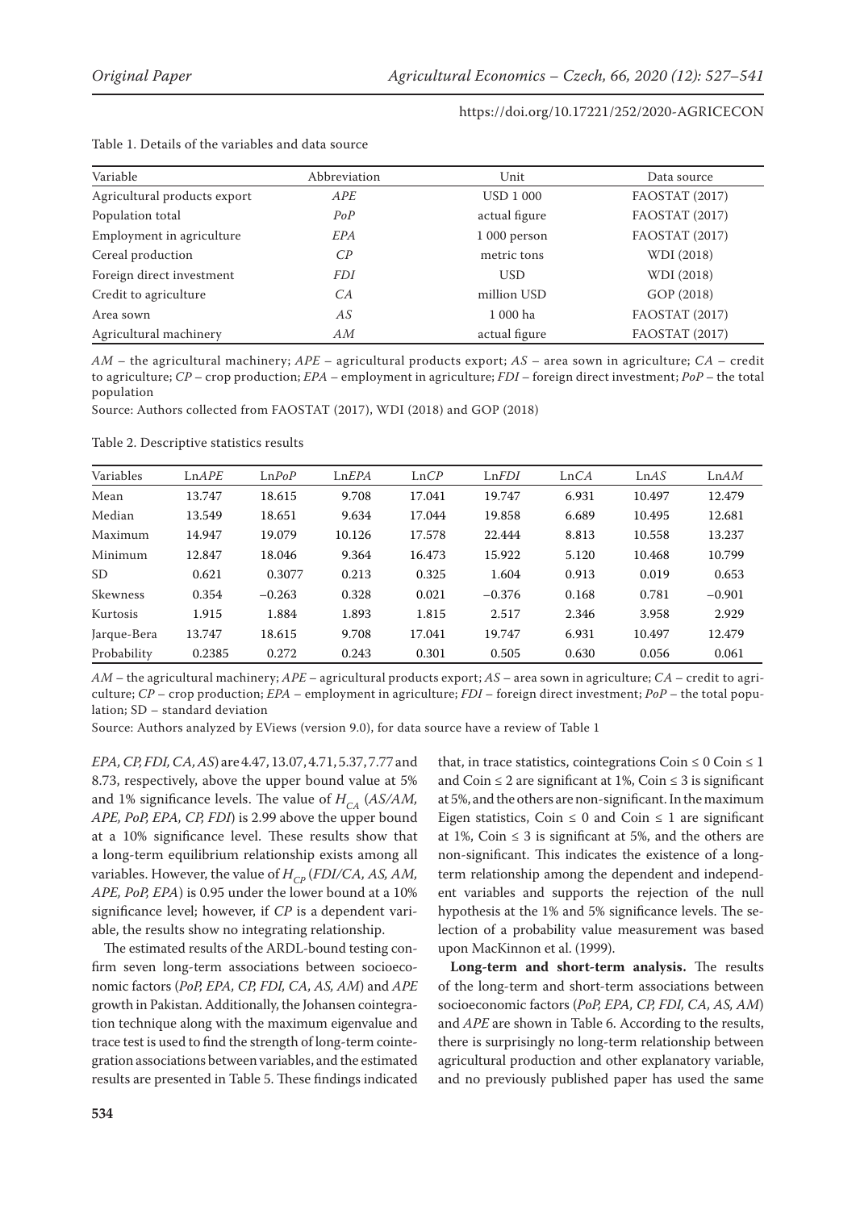Table 1. Details of the variables and data source

| Variable | Abbreviation | Unit | Data source |
|---|---|---|---|
| Agricultural products export | *APE* | USD 1 000 | FAOSTAT (2017) |
| Population total | *PoP* | actual figure | FAOSTAT (2017) |
| Employment in agriculture | *EPA* | 1 000 person | FAOSTAT (2017) |
| Cereal production | *CP* | metric tons | WDI (2018) |
| Foreign direct investment | *FDI* | USD | WDI (2018) |
| Credit to agriculture | *CA* | million USD | GOP (2018) |
| Area sown | *AS* | 1 000 ha | FAOSTAT (2017) |
| Agricultural machinery | *AM* | actual figure | FAOSTAT (2017) |

*AM* – the agricultural machinery; *APE* – agricultural products export; *AS* – area sown in agriculture; *CA* – credit to agriculture; *CP* – crop production; *EPA* – employment in agriculture; *FDI* – foreign direct investment; *PoP* – the total population

Source: Authors collected from FAOSTAT (2017), WDI (2018) and GOP (2018)

Table 2. Descriptive statistics results

| Variables | Ln*APE* | Ln*PoP* | Ln*EPA* | Ln*CP* | Ln*FDI* | Ln*CA* | Ln*AS* | Ln*AM* |
|---|---|---|---|---|---|---|---|---|
| Mean | 13.747 | 18.615 | 9.708 | 17.041 | 19.747 | 6.931 | 10.497 | 12.479 |
| Median | 13.549 | 18.651 | 9.634 | 17.044 | 19.858 | 6.689 | 10.495 | 12.681 |
| Maximum | 14.947 | 19.079 | 10.126 | 17.578 | 22.444 | 8.813 | 10.558 | 13.237 |
| Minimum | 12.847 | 18.046 | 9.364 | 16.473 | 15.922 | 5.120 | 10.468 | 10.799 |
| SD | 0.621 | 0.3077 | 0.213 | 0.325 | 1.604 | 0.913 | 0.019 | 0.653 |
| Skewness | 0.354 | −0.263 | 0.328 | 0.021 | −0.376 | 0.168 | 0.781 | −0.901 |
| Kurtosis | 1.915 | 1.884 | 1.893 | 1.815 | 2.517 | 2.346 | 3.958 | 2.929 |
| Jarque-Bera | 13.747 | 18.615 | 9.708 | 17.041 | 19.747 | 6.931 | 10.497 | 12.479 |
| Probability | 0.2385 | 0.272 | 0.243 | 0.301 | 0.505 | 0.630 | 0.056 | 0.061 |

*AM* – the agricultural machinery; *APE* – agricultural products export; *AS* – area sown in agriculture; *CA* – credit to agriculture; *CP* – crop production; *EPA* – employment in agriculture; *FDI* – foreign direct investment; *PoP* – the total population; SD – standard deviation

Source: Authors analyzed by EViews (version 9.0), for data source have a review of Table 1

*EPA, CP, FDI, CA, AS*) are 4.47, 13.07, 4.71, 5.37, 7.77 and 8.73, respectively, above the upper bound value at 5% and 1% significance levels. The value of $H_{CA}$ (*AS/AM, APE, PoP, EPA, CP, FDI*) is 2.99 above the upper bound at a 10% significance level. These results show that a long-term equilibrium relationship exists among all variables. However, the value of $H_{CP}$ (*FDI/CA, AS, AM, APE, PoP, EPA*) is 0.95 under the lower bound at a 10% significance level; however, if *CP* is a dependent variable, the results show no integrating relationship.

The estimated results of the ARDL-bound testing confirm seven long-term associations between socioeconomic factors (*PoP, EPA, CP, FDI, CA, AS, AM*) and *APE* growth in Pakistan. Additionally, the Johansen cointegration technique along with the maximum eigenvalue and trace test is used to find the strength of long-term cointegration associations between variables, and the estimated results are presented in Table 5. These findings indicated that, in trace statistics, cointegrations Coin ≤ 0 Coin ≤ 1 and Coin ≤ 2 are significant at 1%, Coin ≤ 3 is significant at 5%, and the others are non-significant. In the maximum Eigen statistics, Coin ≤ 0 and Coin ≤ 1 are significant at 1%, Coin ≤ 3 is significant at 5%, and the others are non-significant. This indicates the existence of a long-term relationship among the dependent and independent variables and supports the rejection of the null hypothesis at the 1% and 5% significance levels. The selection of a probability value measurement was based upon MacKinnon et al. (1999).

**Long-term and short-term analysis.** The results of the long-term and short-term associations between socioeconomic factors (*PoP, EPA, CP, FDI, CA, AS, AM*) and *APE* are shown in Table 6. According to the results, there is surprisingly no long-term relationship between agricultural production and other explanatory variable, and no previously published paper has used the same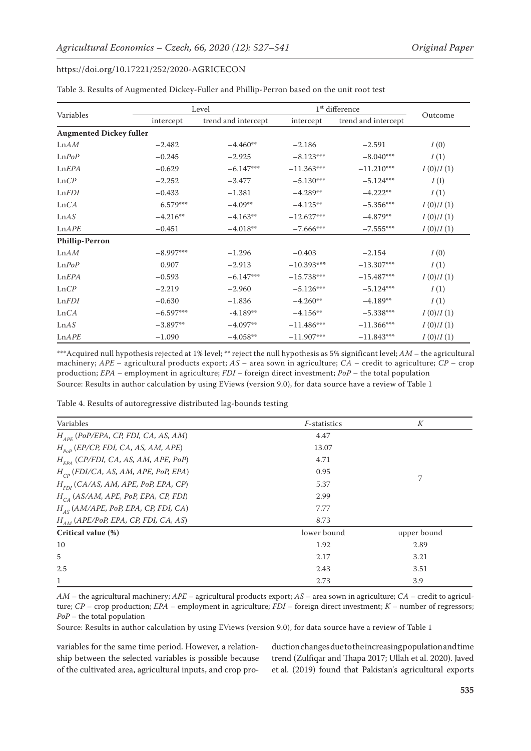Table 3. Results of Augmented Dickey-Fuller and Phillip-Perron based on the unit root test

| Variables | Level | | 1st difference | | Outcome |
|---|---|---|---|---|---|
| | intercept | trend and intercept | intercept | trend and intercept | |
| **Augmented Dickey fuller** | | | | | |
| Ln*AM* | −2.482 | −4.460** | −2.186 | −2.591 | *I* (0) |
| Ln*PoP* | −0.245 | −2.925 | −8.123*** | −8.040*** | *I* (1) |
| Ln*EPA* | −0.629 | −6.147*** | −11.363*** | −11.210*** | *I* (0)/*I* (1) |
| Ln*CP* | −2.252 | −3.477 | −5.130*** | −5.124*** | *I* (I) |
| Ln*FDI* | −0.433 | −1.381 | −4.289** | −4.222** | *I* (1) |
| Ln*CA* | 6.579*** | −4.09** | −4.125** | −5.356*** | *I* (0)/*I* (1) |
| Ln*AS* | −4.216** | −4.163** | −12.627*** | −4.879** | *I* (0)/*I* (1) |
| Ln*APE* | −0.451 | −4.018** | −7.666*** | −7.555*** | *I* (0)/*I* (1) |
| **Phillip-Perron** | | | | | |
| Ln*AM* | −8.997*** | −1.296 | −0.403 | −2.154 | *I* (0) |
| Ln*PoP* | 0.907 | −2.913 | −10.393*** | −13.307*** | *I* (1) |
| Ln*EPA* | −0.593 | −6.147*** | −15.738*** | −15.487*** | *I* (0)/*I* (1) |
| Ln*CP* | −2.219 | −2.960 | −5.126*** | −5.124*** | *I* (1) |
| Ln*FDI* | −0.630 | −1.836 | −4.260** | −4.189** | *I* (1) |
| Ln*CA* | −6.597*** | -4.189** | −4.156** | −5.338*** | *I* (0)/*I* (1) |
| Ln*AS* | −3.897** | −4.097** | −11.486*** | −11.366*** | *I* (0)/*I* (1) |
| Ln*APE* | −1.090 | −4.058** | −11.907*** | −11.843*** | *I* (0)/*I* (1) |

***Acquired null hypothesis rejected at 1% level; ** reject the null hypothesis as 5% significant level; *AM* – the agricultural machinery; *APE* – agricultural products export; *AS* – area sown in agriculture; *CA* – credit to agriculture; *CP* – crop production; *EPA* – employment in agriculture; *FDI* – foreign direct investment; *PoP* – the total population
Source: Results in author calculation by using EViews (version 9.0), for data source have a review of Table 1

Table 4. Results of autoregressive distributed lag-bounds testing

| Variables | *F*-statistics | *K* |
|---|---|---|
| $H_{APE}$ (*PoP/EPA, CP, FDI, CA, AS, AM*) | 4.47 | |
| $H_{PoP}$ (*EP/CP, FDI, CA, AS, AM, APE*) | 13.07 | |
| $H_{EPA}$ (*CP/FDI, CA, AS, AM, APE, PoP*) | 4.71 | |
| $H_{CP}$ (*FDI/CA, AS, AM, APE, PoP, EPA*) | 0.95 | 7 |
| $H_{FDI}$ (*CA/AS, AM, APE, PoP, EPA, CP*) | 5.37 | |
| $H_{CA}$ (*AS/AM, APE, PoP, EPA, CP, FDI*) | 2.99 | |
| $H_{AS}$ (*AM/APE, PoP, EPA, CP, FDI, CA*) | 7.77 | |
| $H_{AM}$ (*APE/PoP, EPA, CP, FDI, CA, AS*) | 8.73 | |
| **Critical value (%)** | lower bound | upper bound |
| 10 | 1.92 | 2.89 |
| 5 | 2.17 | 3.21 |
| 2.5 | 2.43 | 3.51 |
| 1 | 2.73 | 3.9 |

*AM* – the agricultural machinery; *APE* – agricultural products export; *AS* – area sown in agriculture; *CA* – credit to agriculture; *CP* – crop production; *EPA* – employment in agriculture; *FDI* – foreign direct investment; *K* – number of regressors; *PoP* – the total population
Source: Results in author calculation by using EViews (version 9.0), for data source have a review of Table 1

variables for the same time period. However, a relationship between the selected variables is possible because of the cultivated area, agricultural inputs, and crop production changes due to the increasing population and time trend (Zulfiqar and Thapa 2017; Ullah et al. 2020). Javed et al. (2019) found that Pakistan's agricultural exports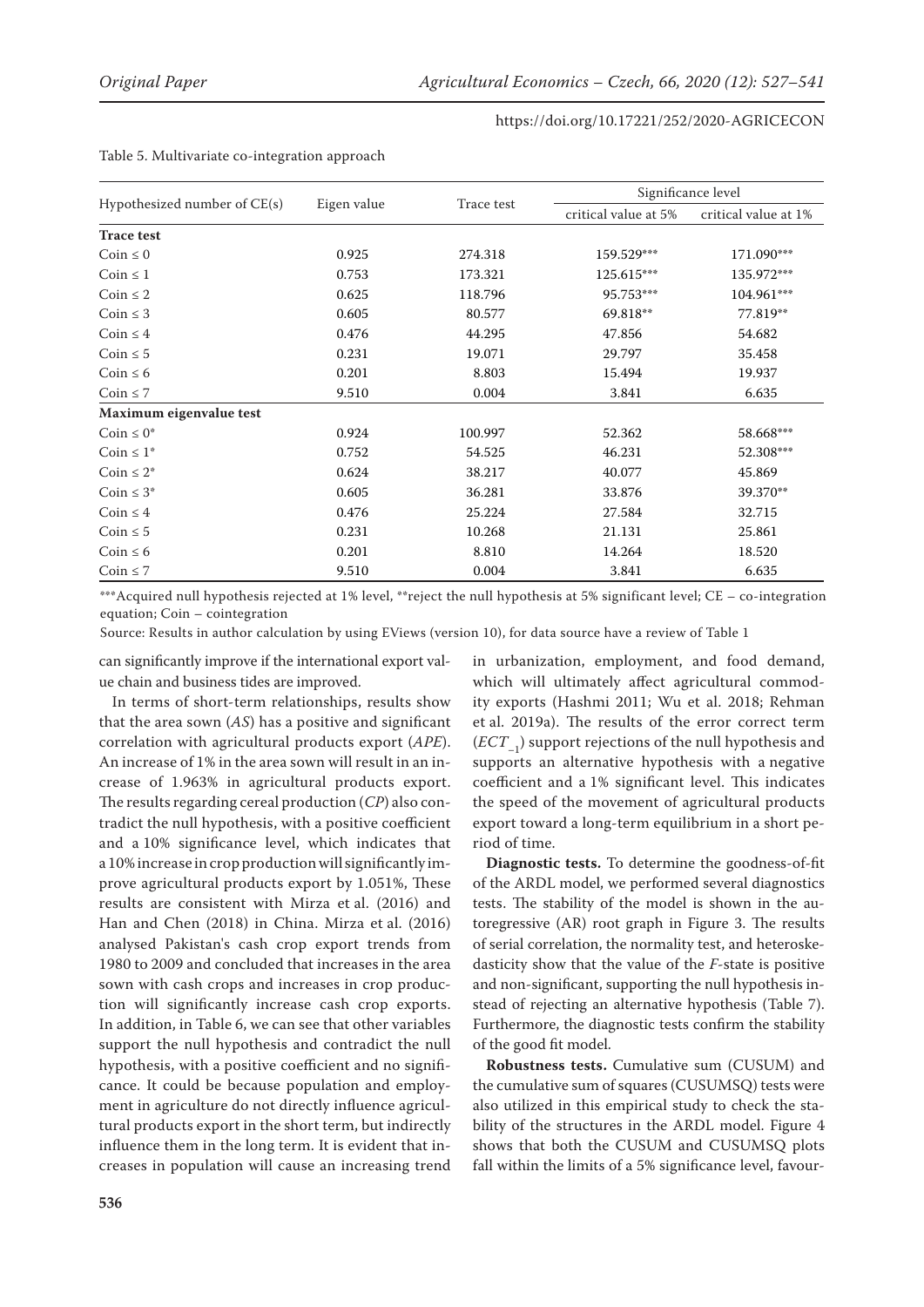Table 5. Multivariate co-integration approach

| Hypothesized number of CE(s) | Eigen value | Trace test | Significance level | |
|---|---|---|---|---|
| | | | critical value at 5% | critical value at 1% |
| **Trace test** | | | | |
| Coin ≤ 0 | 0.925 | 274.318 | 159.529*** | 171.090*** |
| Coin ≤ 1 | 0.753 | 173.321 | 125.615*** | 135.972*** |
| Coin ≤ 2 | 0.625 | 118.796 | 95.753*** | 104.961*** |
| Coin ≤ 3 | 0.605 | 80.577 | 69.818** | 77.819** |
| Coin ≤ 4 | 0.476 | 44.295 | 47.856 | 54.682 |
| Coin ≤ 5 | 0.231 | 19.071 | 29.797 | 35.458 |
| Coin ≤ 6 | 0.201 | 8.803 | 15.494 | 19.937 |
| Coin ≤ 7 | 9.510 | 0.004 | 3.841 | 6.635 |
| **Maximum eigenvalue test** | | | | |
| Coin ≤ 0* | 0.924 | 100.997 | 52.362 | 58.668*** |
| Coin ≤ 1* | 0.752 | 54.525 | 46.231 | 52.308*** |
| Coin ≤ 2* | 0.624 | 38.217 | 40.077 | 45.869 |
| Coin ≤ 3* | 0.605 | 36.281 | 33.876 | 39.370** |
| Coin ≤ 4 | 0.476 | 25.224 | 27.584 | 32.715 |
| Coin ≤ 5 | 0.231 | 10.268 | 21.131 | 25.861 |
| Coin ≤ 6 | 0.201 | 8.810 | 14.264 | 18.520 |
| Coin ≤ 7 | 9.510 | 0.004 | 3.841 | 6.635 |

***Acquired null hypothesis rejected at 1% level, **reject the null hypothesis at 5% significant level; CE – co-integration equation; Coin – cointegration

Source: Results in author calculation by using EViews (version 10), for data source have a review of Table 1

can significantly improve if the international export value chain and business tides are improved.

In terms of short-term relationships, results show that the area sown (*AS*) has a positive and significant correlation with agricultural products export (*APE*). An increase of 1% in the area sown will result in an increase of 1.963% in agricultural products export. The results regarding cereal production (*CP*) also contradict the null hypothesis, with a positive coefficient and a 10% significance level, which indicates that a 10% increase in crop production will significantly improve agricultural products export by 1.051%, These results are consistent with Mirza et al. (2016) and Han and Chen (2018) in China. Mirza et al. (2016) analysed Pakistan's cash crop export trends from 1980 to 2009 and concluded that increases in the area sown with cash crops and increases in crop production will significantly increase cash crop exports. In addition, in Table 6, we can see that other variables support the null hypothesis and contradict the null hypothesis, with a positive coefficient and no significance. It could be because population and employment in agriculture do not directly influence agricultural products export in the short term, but indirectly influence them in the long term. It is evident that increases in population will cause an increasing trend in urbanization, employment, and food demand, which will ultimately affect agricultural commodity exports (Hashmi 2011; Wu et al. 2018; Rehman et al. 2019a). The results of the error correct term ($ECT_{-1}$) support rejections of the null hypothesis and supports an alternative hypothesis with a negative coefficient and a 1% significant level. This indicates the speed of the movement of agricultural products export toward a long-term equilibrium in a short period of time.

**Diagnostic tests.** To determine the goodness-of-fit of the ARDL model, we performed several diagnostics tests. The stability of the model is shown in the autoregressive (AR) root graph in Figure 3. The results of serial correlation, the normality test, and heteroskedasticity show that the value of the *F*-state is positive and non-significant, supporting the null hypothesis instead of rejecting an alternative hypothesis (Table 7). Furthermore, the diagnostic tests confirm the stability of the good fit model.

**Robustness tests.** Cumulative sum (CUSUM) and the cumulative sum of squares (CUSUMSQ) tests were also utilized in this empirical study to check the stability of the structures in the ARDL model. Figure 4 shows that both the CUSUM and CUSUMSQ plots fall within the limits of a 5% significance level, favour-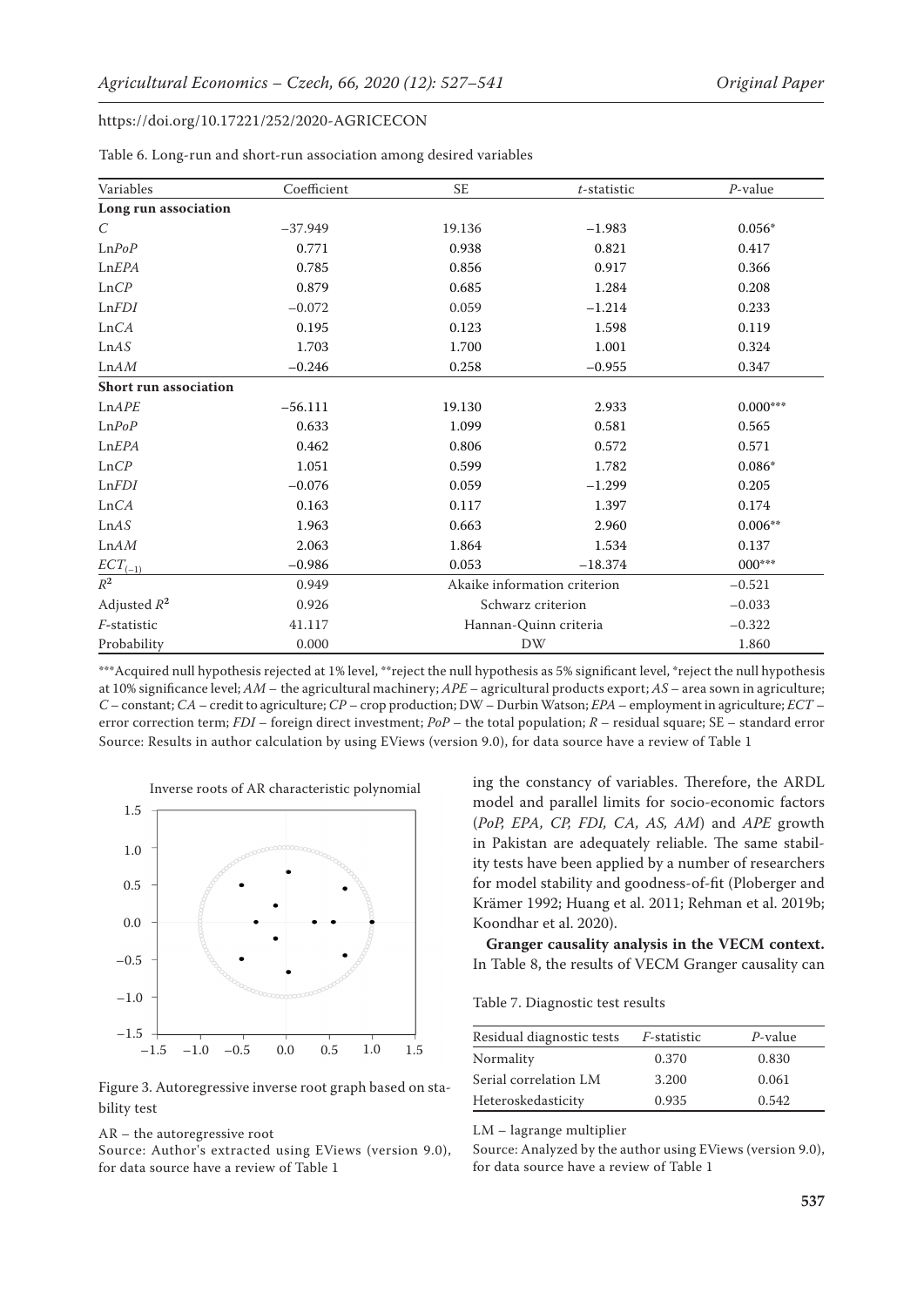https://doi.org/10.17221/252/2020-AGRICECON

Table 6. Long-run and short-run association among desired variables

| Variables | Coefficient | SE | *t*-statistic | *P*-value |
|---|---|---|---|---|
| **Long run association** | | | | |
| *C* | −37.949 | 19.136 | −1.983 | 0.056* |
| Ln*PoP* | 0.771 | 0.938 | 0.821 | 0.417 |
| Ln*EPA* | 0.785 | 0.856 | 0.917 | 0.366 |
| Ln*CP* | 0.879 | 0.685 | 1.284 | 0.208 |
| Ln*FDI* | −0.072 | 0.059 | −1.214 | 0.233 |
| Ln*CA* | 0.195 | 0.123 | 1.598 | 0.119 |
| Ln*AS* | 1.703 | 1.700 | 1.001 | 0.324 |
| Ln*AM* | −0.246 | 0.258 | −0.955 | 0.347 |
| **Short run association** | | | | |
| Ln*APE* | −56.111 | 19.130 | 2.933 | 0.000*** |
| Ln*PoP* | 0.633 | 1.099 | 0.581 | 0.565 |
| Ln*EPA* | 0.462 | 0.806 | 0.572 | 0.571 |
| Ln*CP* | 1.051 | 0.599 | 1.782 | 0.086* |
| Ln*FDI* | −0.076 | 0.059 | −1.299 | 0.205 |
| Ln*CA* | 0.163 | 0.117 | 1.397 | 0.174 |
| Ln*AS* | 1.963 | 0.663 | 2.960 | 0.006** |
| Ln*AM* | 2.063 | 1.864 | 1.534 | 0.137 |
| $ECT_{(-1)}$ | −0.986 | 0.053 | −18.374 | 000*** |
| $R^2$ | 0.949 | Akaike information criterion | | −0.521 |
| Adjusted $R^2$ | 0.926 | Schwarz criterion | | −0.033 |
| *F*-statistic | 41.117 | Hannan-Quinn criteria | | −0.322 |
| Probability | 0.000 | DW | | 1.860 |

***Acquired null hypothesis rejected at 1% level, **reject the null hypothesis as 5% significant level, *reject the null hypothesis at 10% significance level; *AM* – the agricultural machinery; *APE* – agricultural products export; *AS* – area sown in agriculture; *C* – constant; *CA* – credit to agriculture; *CP* – crop production; DW – Durbin Watson; *EPA* – employment in agriculture; *ECT* – error correction term; *FDI* – foreign direct investment; *PoP* – the total population; *R* – residual square; SE – standard error
Source: Results in author calculation by using EViews (version 9.0), for data source have a review of Table 1

Figure 3. Autoregressive inverse root graph based on stability test

AR – the autoregressive root
Source: Author's extracted using EViews (version 9.0), for data source have a review of Table 1

ing the constancy of variables. Therefore, the ARDL model and parallel limits for socio-economic factors (*PoP, EPA, CP, FDI, CA, AS, AM*) and *APE* growth in Pakistan are adequately reliable. The same stability tests have been applied by a number of researchers for model stability and goodness-of-fit (Ploberger and Krämer 1992; Huang et al. 2011; Rehman et al. 2019b; Koondhar et al. 2020).

**Granger causality analysis in the VECM context.** In Table 8, the results of VECM Granger causality can

Table 7. Diagnostic test results

| Residual diagnostic tests | *F*-statistic | *P*-value |
|---|---|---|
| Normality | 0.370 | 0.830 |
| Serial correlation LM | 3.200 | 0.061 |
| Heteroskedasticity | 0.935 | 0.542 |

LM – lagrange multiplier
Source: Analyzed by the author using EViews (version 9.0), for data source have a review of Table 1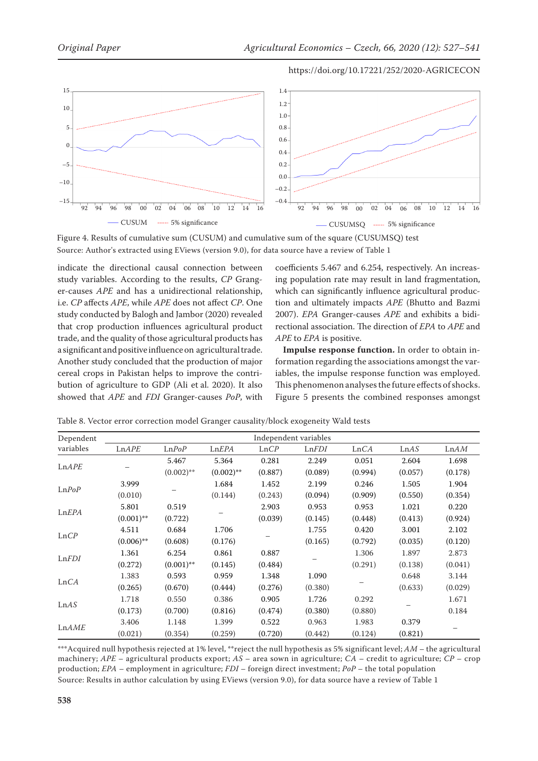Figure 4. Results of cumulative sum (CUSUM) and cumulative sum of the square (CUSUMSQ) test

Source: Author's extracted using EViews (version 9.0), for data source have a review of Table 1

indicate the directional causal connection between study variables. According to the results, *CP* Granger-causes *APE* and has a unidirectional relationship, i.e. *CP* affects *APE*, while *APE* does not affect *CP*. One study conducted by Balogh and Jambor (2020) revealed that crop production influences agricultural product trade, and the quality of those agricultural products has a significant and positive influence on agricultural trade. Another study concluded that the production of major cereal crops in Pakistan helps to improve the contribution of agriculture to GDP (Ali et al. 2020). It also showed that *APE* and *FDI* Granger-causes *PoP*, with coefficients 5.467 and 6.254, respectively. An increasing population rate may result in land fragmentation, which can significantly influence agricultural production and ultimately impacts *APE* (Bhutto and Bazmi 2007). *EPA* Granger-causes *APE* and exhibits a bidirectional association. The direction of *EPA* to *APE* and *APE* to *EPA* is positive.

**Impulse response function.** In order to obtain information regarding the associations amongst the variables, the impulse response function was employed. This phenomenon analyses the future effects of shocks. Figure 5 presents the combined responses amongst

Table 8. Vector error correction model Granger causality/block exogeneity Wald tests

| Dependent variables | Independent variables | | | | | | | |
|---|---|---|---|---|---|---|---|---|
| | Ln*APE* | Ln*PoP* | Ln*EPA* | Ln*CP* | Ln*FDI* | Ln*CA* | Ln*AS* | Ln*AM* |
| Ln*APE* | – | 5.467 (0.002)** | 5.364 (0.002)** | 0.281 (0.887) | 2.249 (0.089) | 0.051 (0.994) | 2.604 (0.057) | 1.698 (0.178) |
| Ln*PoP* | 3.999 (0.010) | – | 1.684 (0.144) | 1.452 (0.243) | 2.199 (0.094) | 0.246 (0.909) | 1.505 (0.550) | 1.904 (0.354) |
| Ln*EPA* | 5.801 (0.001)** | 0.519 (0.722) | – | 2.903 (0.039) | 0.953 (0.145) | 0.953 (0.448) | 1.021 (0.413) | 0.220 (0.924) |
| Ln*CP* | 4.511 (0.006)** | 0.684 (0.608) | 1.706 (0.176) | – | 1.755 (0.165) | 0.420 (0.792) | 3.001 (0.035) | 2.102 (0.120) |
| Ln*FDI* | 1.361 (0.272) | 6.254 (0.001)** | 0.861 (0.145) | 0.887 (0.484) | – | 1.306 (0.291) | 1.897 (0.138) | 2.873 (0.041) |
| Ln*CA* | 1.383 (0.265) | 0.593 (0.670) | 0.959 (0.444) | 1.348 (0.276) | 1.090 (0.380) | – | 0.648 (0.633) | 3.144 (0.029) |
| Ln*AS* | 1.718 (0.173) | 0.550 (0.700) | 0.386 (0.816) | 0.905 (0.474) | 1.726 (0.380) | 0.292 (0.880) | – | 1.671 0.184 |
| Ln*AME* | 3.406 (0.021) | 1.148 (0.354) | 1.399 (0.259) | 0.522 (0.720) | 0.963 (0.442) | 1.983 (0.124) | 0.379 (0.821) | – |

***Acquired null hypothesis rejected at 1% level, **reject the null hypothesis as 5% significant level; *AM* – the agricultural machinery; *APE* – agricultural products export; *AS* – area sown in agriculture; *CA* – credit to agriculture; *CP* – crop production; *EPA* – employment in agriculture; *FDI* – foreign direct investment; *PoP* – the total population

Source: Results in author calculation by using EViews (version 9.0), for data source have a review of Table 1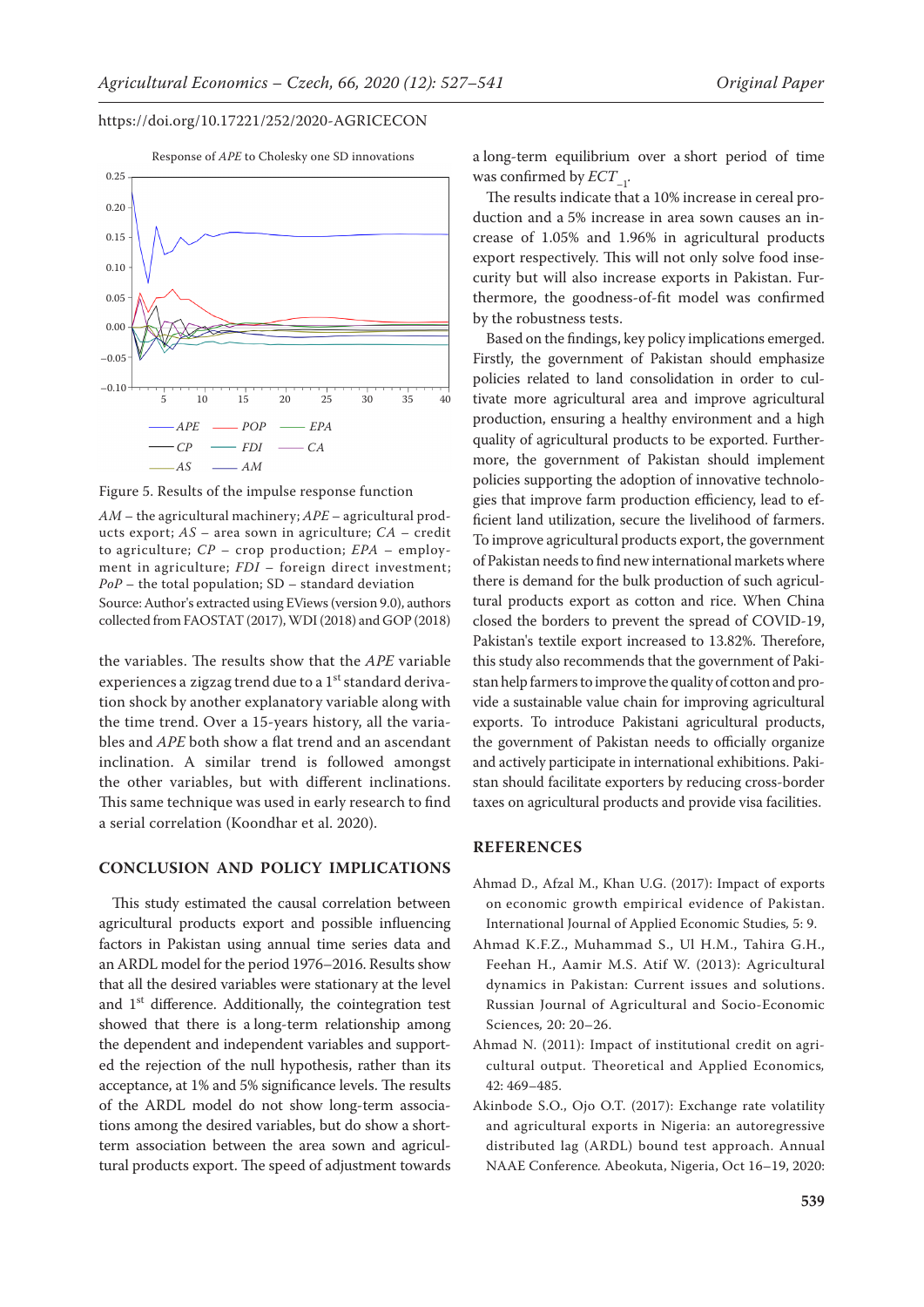Response of *APE* to Cholesky one SD innovations

Figure 5. Results of the impulse response function

*AM* – the agricultural machinery; *APE* – agricultural products export; *AS* – area sown in agriculture; *CA* – credit to agriculture; *CP* – crop production; *EPA* – employment in agriculture; *FDI* – foreign direct investment; *PoP* – the total population; SD – standard deviation

Source: Author's extracted using EViews (version 9.0), authors collected from FAOSTAT (2017), WDI (2018) and GOP (2018)

the variables. The results show that the *APE* variable experiences a zigzag trend due to a 1st standard derivation shock by another explanatory variable along with the time trend. Over a 15-years history, all the variables and *APE* both show a flat trend and an ascendant inclination. A similar trend is followed amongst the other variables, but with different inclinations. This same technique was used in early research to find a serial correlation (Koondhar et al. 2020).

## CONCLUSION AND POLICY IMPLICATIONS

This study estimated the causal correlation between agricultural products export and possible influencing factors in Pakistan using annual time series data and an ARDL model for the period 1976–2016. Results show that all the desired variables were stationary at the level and 1st difference. Additionally, the cointegration test showed that there is a long-term relationship among the dependent and independent variables and supported the rejection of the null hypothesis, rather than its acceptance, at 1% and 5% significance levels. The results of the ARDL model do not show long-term associations among the desired variables, but do show a short-term association between the area sown and agricultural products export. The speed of adjustment towards a long-term equilibrium over a short period of time was confirmed by $ECT_{-1}$.

The results indicate that a 10% increase in cereal production and a 5% increase in area sown causes an increase of 1.05% and 1.96% in agricultural products export respectively. This will not only solve food insecurity but will also increase exports in Pakistan. Furthermore, the goodness-of-fit model was confirmed by the robustness tests.

Based on the findings, key policy implications emerged. Firstly, the government of Pakistan should emphasize policies related to land consolidation in order to cultivate more agricultural area and improve agricultural production, ensuring a healthy environment and a high quality of agricultural products to be exported. Furthermore, the government of Pakistan should implement policies supporting the adoption of innovative technologies that improve farm production efficiency, lead to efficient land utilization, secure the livelihood of farmers. To improve agricultural products export, the government of Pakistan needs to find new international markets where there is demand for the bulk production of such agricultural products export as cotton and rice. When China closed the borders to prevent the spread of COVID-19, Pakistan's textile export increased to 13.82%. Therefore, this study also recommends that the government of Pakistan help farmers to improve the quality of cotton and provide a sustainable value chain for improving agricultural exports. To introduce Pakistani agricultural products, the government of Pakistan needs to officially organize and actively participate in international exhibitions. Pakistan should facilitate exporters by reducing cross-border taxes on agricultural products and provide visa facilities.

## REFERENCES

Ahmad D., Afzal M., Khan U.G. (2017): Impact of exports on economic growth empirical evidence of Pakistan. International Journal of Applied Economic Studies, 5: 9.

Ahmad K.F.Z., Muhammad S., Ul H.M., Tahira G.H., Feehan H., Aamir M.S. Atif W. (2013): Agricultural dynamics in Pakistan: Current issues and solutions. Russian Journal of Agricultural and Socio-Economic Sciences, 20: 20–26.

Ahmad N. (2011): Impact of institutional credit on agricultural output. Theoretical and Applied Economics, 42: 469–485.

Akinbode S.O., Ojo O.T. (2017): Exchange rate volatility and agricultural exports in Nigeria: an autoregressive distributed lag (ARDL) bound test approach. Annual NAAE Conference. Abeokuta, Nigeria, Oct 16–19, 2020: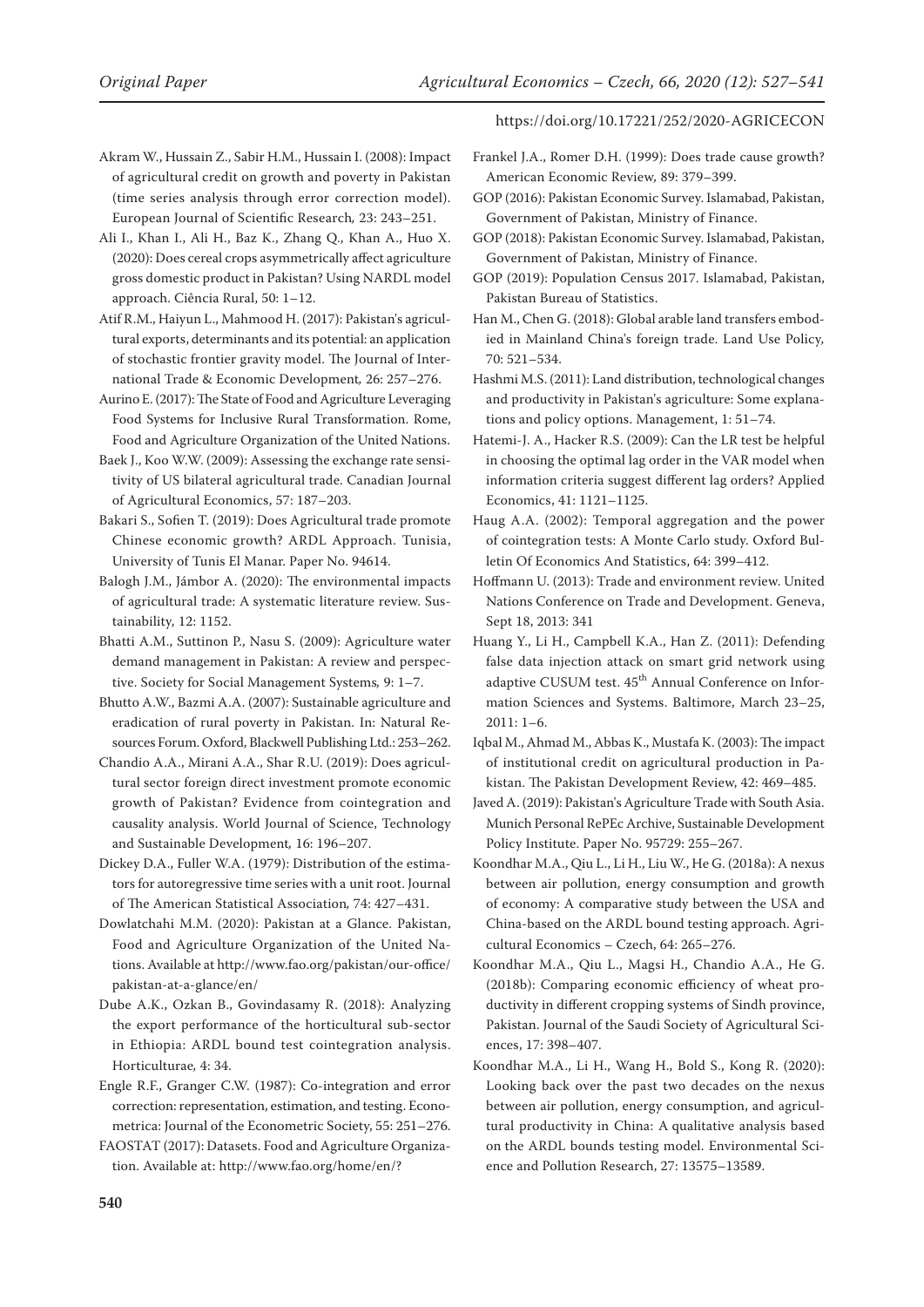Akram W., Hussain Z., Sabir H.M., Hussain I. (2008): Impact of agricultural credit on growth and poverty in Pakistan (time series analysis through error correction model). European Journal of Scientific Research, 23: 243–251.

Ali I., Khan I., Ali H., Baz K., Zhang Q., Khan A., Huo X. (2020): Does cereal crops asymmetrically affect agriculture gross domestic product in Pakistan? Using NARDL model approach. Ciência Rural, 50: 1–12.

Atif R.M., Haiyun L., Mahmood H. (2017): Pakistan's agricultural exports, determinants and its potential: an application of stochastic frontier gravity model. The Journal of International Trade & Economic Development, 26: 257–276.

Aurino E. (2017): The State of Food and Agriculture Leveraging Food Systems for Inclusive Rural Transformation. Rome, Food and Agriculture Organization of the United Nations.

Baek J., Koo W.W. (2009): Assessing the exchange rate sensitivity of US bilateral agricultural trade. Canadian Journal of Agricultural Economics, 57: 187–203.

Bakari S., Sofien T. (2019): Does Agricultural trade promote Chinese economic growth? ARDL Approach. Tunisia, University of Tunis El Manar. Paper No. 94614.

Balogh J.M., Jámbor A. (2020): The environmental impacts of agricultural trade: A systematic literature review. Sustainability, 12: 1152.

Bhatti A.M., Suttinon P., Nasu S. (2009): Agriculture water demand management in Pakistan: A review and perspective. Society for Social Management Systems, 9: 1–7.

Bhutto A.W., Bazmi A.A. (2007): Sustainable agriculture and eradication of rural poverty in Pakistan. In: Natural Resources Forum. Oxford, Blackwell Publishing Ltd.: 253–262.

Chandio A.A., Mirani A.A., Shar R.U. (2019): Does agricultural sector foreign direct investment promote economic growth of Pakistan? Evidence from cointegration and causality analysis. World Journal of Science, Technology and Sustainable Development, 16: 196–207.

Dickey D.A., Fuller W.A. (1979): Distribution of the estimators for autoregressive time series with a unit root. Journal of The American Statistical Association, 74: 427–431.

Dowlatchahi M.M. (2020): Pakistan at a Glance. Pakistan, Food and Agriculture Organization of the United Nations. Available at http://www.fao.org/pakistan/our-office/pakistan-at-a-glance/en/

Dube A.K., Ozkan B., Govindasamy R. (2018): Analyzing the export performance of the horticultural sub-sector in Ethiopia: ARDL bound test cointegration analysis. Horticulturae, 4: 34.

Engle R.F., Granger C.W. (1987): Co-integration and error correction: representation, estimation, and testing. Econometrica: Journal of the Econometric Society, 55: 251–276.

FAOSTAT (2017): Datasets. Food and Agriculture Organization. Available at: http://www.fao.org/home/en/?

Frankel J.A., Romer D.H. (1999): Does trade cause growth? American Economic Review, 89: 379–399.

GOP (2016): Pakistan Economic Survey. Islamabad, Pakistan, Government of Pakistan, Ministry of Finance.

GOP (2018): Pakistan Economic Survey. Islamabad, Pakistan, Government of Pakistan, Ministry of Finance.

GOP (2019): Population Census 2017. Islamabad, Pakistan, Pakistan Bureau of Statistics.

Han M., Chen G. (2018): Global arable land transfers embodied in Mainland China's foreign trade. Land Use Policy, 70: 521–534.

Hashmi M.S. (2011): Land distribution, technological changes and productivity in Pakistan's agriculture: Some explanations and policy options. Management, 1: 51–74.

Hatemi-J. A., Hacker R.S. (2009): Can the LR test be helpful in choosing the optimal lag order in the VAR model when information criteria suggest different lag orders? Applied Economics, 41: 1121–1125.

Haug A.A. (2002): Temporal aggregation and the power of cointegration tests: A Monte Carlo study. Oxford Bulletin Of Economics And Statistics, 64: 399–412.

Hoffmann U. (2013): Trade and environment review. United Nations Conference on Trade and Development. Geneva, Sept 18, 2013: 341

Huang Y., Li H., Campbell K.A., Han Z. (2011): Defending false data injection attack on smart grid network using adaptive CUSUM test. 45th Annual Conference on Information Sciences and Systems. Baltimore, March 23–25, 2011: 1–6.

Iqbal M., Ahmad M., Abbas K., Mustafa K. (2003): The impact of institutional credit on agricultural production in Pakistan. The Pakistan Development Review, 42: 469–485.

Javed A. (2019): Pakistan's Agriculture Trade with South Asia. Munich Personal RePEc Archive, Sustainable Development Policy Institute. Paper No. 95729: 255–267.

Koondhar M.A., Qiu L., Li H., Liu W., He G. (2018a): A nexus between air pollution, energy consumption and growth of economy: A comparative study between the USA and China-based on the ARDL bound testing approach. Agricultural Economics – Czech, 64: 265–276.

Koondhar M.A., Qiu L., Magsi H., Chandio A.A., He G. (2018b): Comparing economic efficiency of wheat productivity in different cropping systems of Sindh province, Pakistan. Journal of the Saudi Society of Agricultural Sciences, 17: 398–407.

Koondhar M.A., Li H., Wang H., Bold S., Kong R. (2020): Looking back over the past two decades on the nexus between air pollution, energy consumption, and agricultural productivity in China: A qualitative analysis based on the ARDL bounds testing model. Environmental Science and Pollution Research, 27: 13575–13589.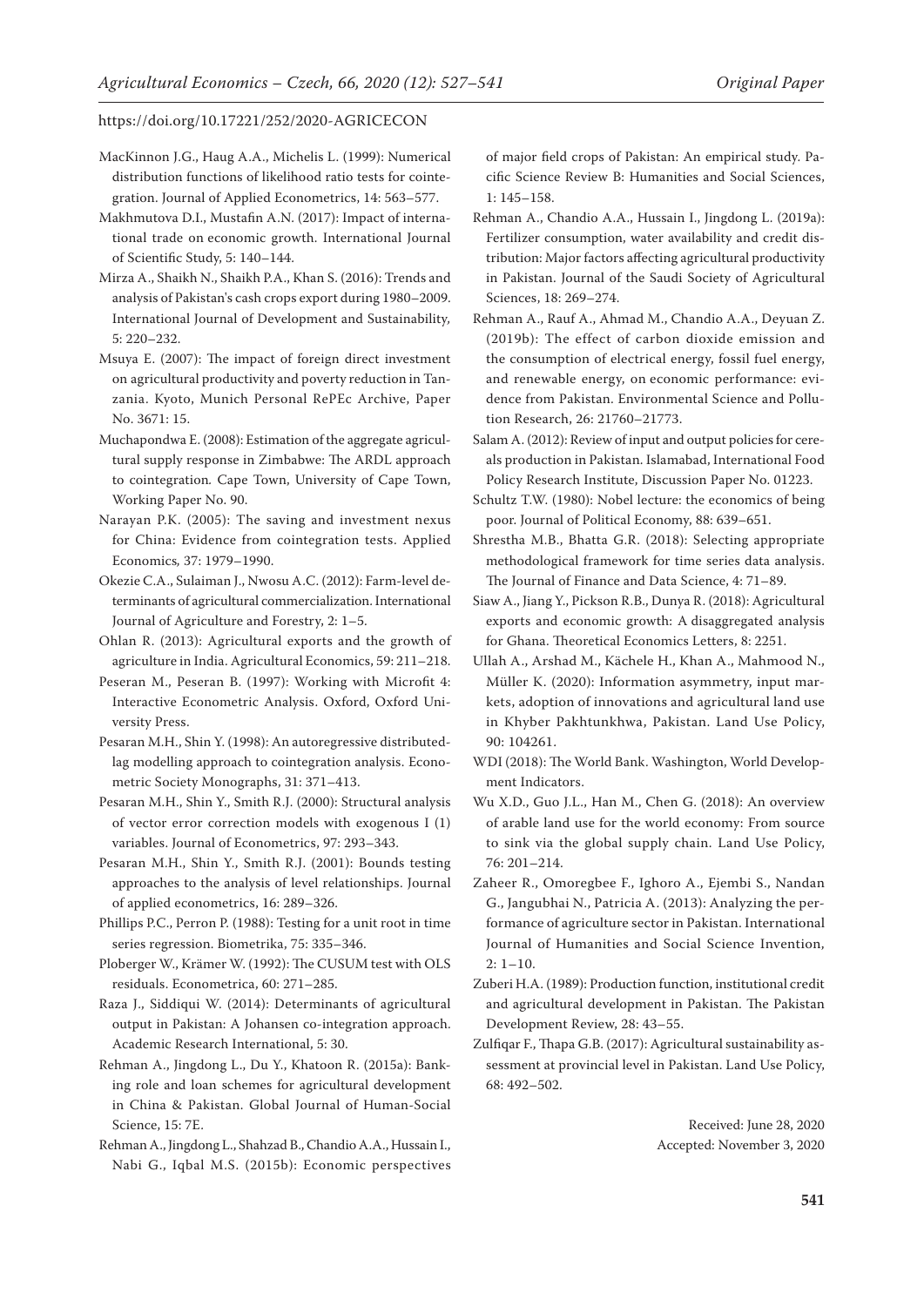MacKinnon J.G., Haug A.A., Michelis L. (1999): Numerical distribution functions of likelihood ratio tests for cointegration. Journal of Applied Econometrics, 14: 563–577.

Makhmutova D.I., Mustafin A.N. (2017): Impact of international trade on economic growth. International Journal of Scientific Study, 5: 140–144.

Mirza A., Shaikh N., Shaikh P.A., Khan S. (2016): Trends and analysis of Pakistan's cash crops export during 1980–2009. International Journal of Development and Sustainability, 5: 220–232.

Msuya E. (2007): The impact of foreign direct investment on agricultural productivity and poverty reduction in Tanzania. Kyoto, Munich Personal RePEc Archive, Paper No. 3671: 15.

Muchapondwa E. (2008): Estimation of the aggregate agricultural supply response in Zimbabwe: The ARDL approach to cointegration. Cape Town, University of Cape Town, Working Paper No. 90.

Narayan P.K. (2005): The saving and investment nexus for China: Evidence from cointegration tests. Applied Economics, 37: 1979–1990.

Okezie C.A., Sulaiman J., Nwosu A.C. (2012): Farm-level determinants of agricultural commercialization. International Journal of Agriculture and Forestry, 2: 1–5.

Ohlan R. (2013): Agricultural exports and the growth of agriculture in India. Agricultural Economics, 59: 211–218.

Peseran M., Peseran B. (1997): Working with Microfit 4: Interactive Econometric Analysis. Oxford, Oxford University Press.

Pesaran M.H., Shin Y. (1998): An autoregressive distributed-lag modelling approach to cointegration analysis. Econometric Society Monographs, 31: 371–413.

Pesaran M.H., Shin Y., Smith R.J. (2000): Structural analysis of vector error correction models with exogenous I (1) variables. Journal of Econometrics, 97: 293–343.

Pesaran M.H., Shin Y., Smith R.J. (2001): Bounds testing approaches to the analysis of level relationships. Journal of applied econometrics, 16: 289–326.

Phillips P.C., Perron P. (1988): Testing for a unit root in time series regression. Biometrika, 75: 335–346.

Ploberger W., Krämer W. (1992): The CUSUM test with OLS residuals. Econometrica, 60: 271–285.

Raza J., Siddiqui W. (2014): Determinants of agricultural output in Pakistan: A Johansen co-integration approach. Academic Research International, 5: 30.

Rehman A., Jingdong L., Du Y., Khatoon R. (2015a): Banking role and loan schemes for agricultural development in China & Pakistan. Global Journal of Human-Social Science, 15: 7E.

Rehman A., Jingdong L., Shahzad B., Chandio A.A., Hussain I., Nabi G., Iqbal M.S. (2015b): Economic perspectives of major field crops of Pakistan: An empirical study. Pacific Science Review B: Humanities and Social Sciences, 1: 145–158.

Rehman A., Chandio A.A., Hussain I., Jingdong L. (2019a): Fertilizer consumption, water availability and credit distribution: Major factors affecting agricultural productivity in Pakistan. Journal of the Saudi Society of Agricultural Sciences, 18: 269–274.

Rehman A., Rauf A., Ahmad M., Chandio A.A., Deyuan Z. (2019b): The effect of carbon dioxide emission and the consumption of electrical energy, fossil fuel energy, and renewable energy, on economic performance: evidence from Pakistan. Environmental Science and Pollution Research, 26: 21760–21773.

Salam A. (2012): Review of input and output policies for cereals production in Pakistan. Islamabad, International Food Policy Research Institute, Discussion Paper No. 01223.

Schultz T.W. (1980): Nobel lecture: the economics of being poor. Journal of Political Economy, 88: 639–651.

Shrestha M.B., Bhatta G.R. (2018): Selecting appropriate methodological framework for time series data analysis. The Journal of Finance and Data Science, 4: 71–89.

Siaw A., Jiang Y., Pickson R.B., Dunya R. (2018): Agricultural exports and economic growth: A disaggregated analysis for Ghana. Theoretical Economics Letters, 8: 2251.

Ullah A., Arshad M., Kächele H., Khan A., Mahmood N., Müller K. (2020): Information asymmetry, input markets, adoption of innovations and agricultural land use in Khyber Pakhtunkhwa, Pakistan. Land Use Policy, 90: 104261.

WDI (2018): The World Bank. Washington, World Development Indicators.

Wu X.D., Guo J.L., Han M., Chen G. (2018): An overview of arable land use for the world economy: From source to sink via the global supply chain. Land Use Policy, 76: 201–214.

Zaheer R., Omoregbee F., Ighoro A., Ejembi S., Nandan G., Jangubhai N., Patricia A. (2013): Analyzing the performance of agriculture sector in Pakistan. International Journal of Humanities and Social Science Invention, 2: 1–10.

Zuberi H.A. (1989): Production function, institutional credit and agricultural development in Pakistan. The Pakistan Development Review, 28: 43–55.

Zulfiqar F., Thapa G.B. (2017): Agricultural sustainability assessment at provincial level in Pakistan. Land Use Policy, 68: 492–502.

Received: June 28, 2020
Accepted: November 3, 2020